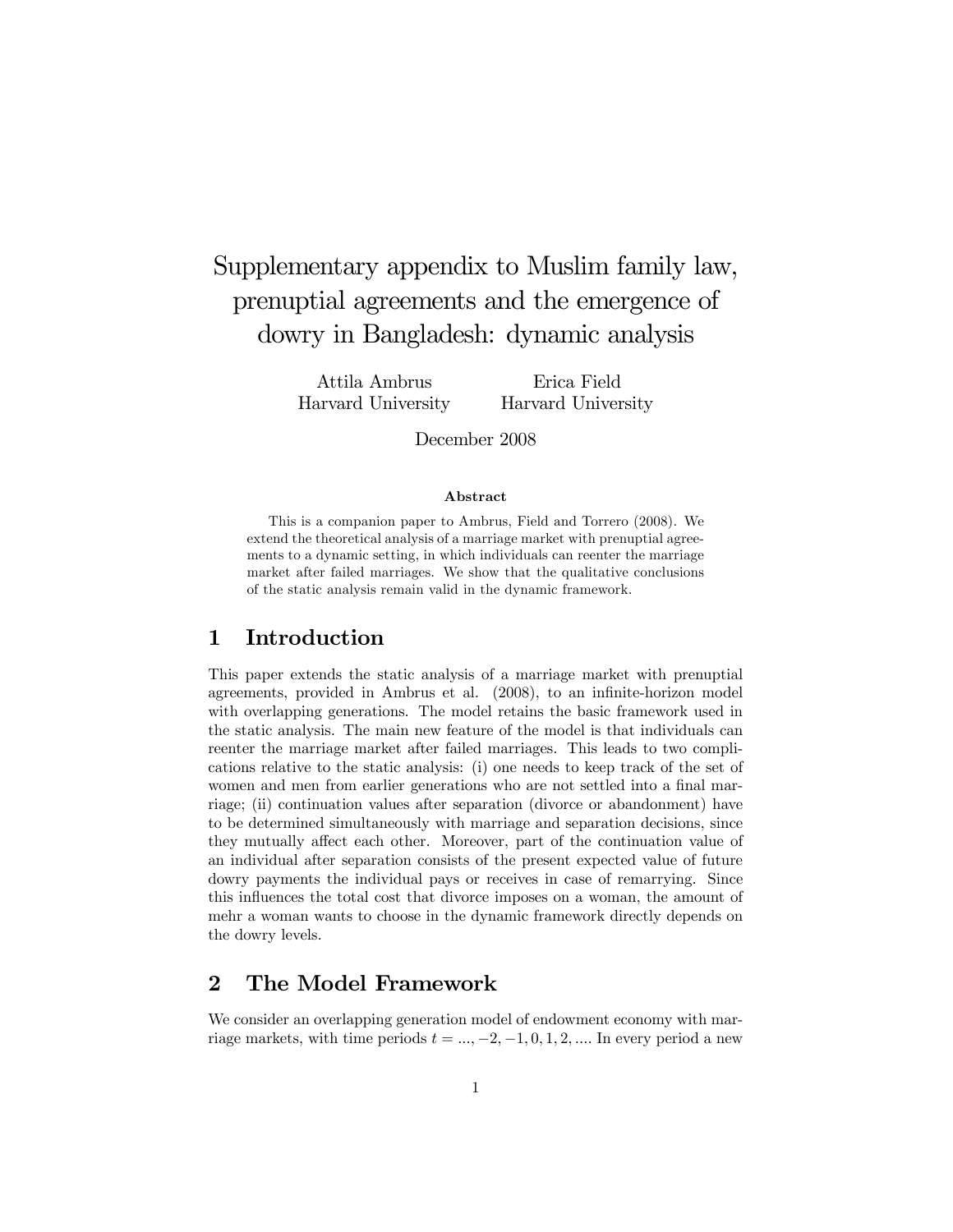# Supplementary appendix to Muslim family law, prenuptial agreements and the emergence of dowry in Bangladesh: dynamic analysis

Attila Ambrus
Harvard University

Erica Field
Harvard University

December 2008

**Abstract**

This is a companion paper to Ambrus, Field and Torrero (2008). We extend the theoretical analysis of a marriage market with prenuptial agreements to a dynamic setting, in which individuals can reenter the marriage market after failed marriages. We show that the qualitative conclusions of the static analysis remain valid in the dynamic framework.

## 1 Introduction

This paper extends the static analysis of a marriage market with prenuptial agreements, provided in Ambrus et al. (2008), to an infinite-horizon model with overlapping generations. The model retains the basic framework used in the static analysis. The main new feature of the model is that individuals can reenter the marriage market after failed marriages. This leads to two complications relative to the static analysis: (i) one needs to keep track of the set of women and men from earlier generations who are not settled into a final marriage; (ii) continuation values after separation (divorce or abandonment) have to be determined simultaneously with marriage and separation decisions, since they mutually affect each other. Moreover, part of the continuation value of an individual after separation consists of the present expected value of future dowry payments the individual pays or receives in case of remarrying. Since this influences the total cost that divorce imposes on a woman, the amount of mehr a woman wants to choose in the dynamic framework directly depends on the dowry levels.

## 2 The Model Framework

We consider an overlapping generation model of endowment economy with marriage markets, with time periods $t = ..., -2, -1, 0, 1, 2, ....$ In every period a new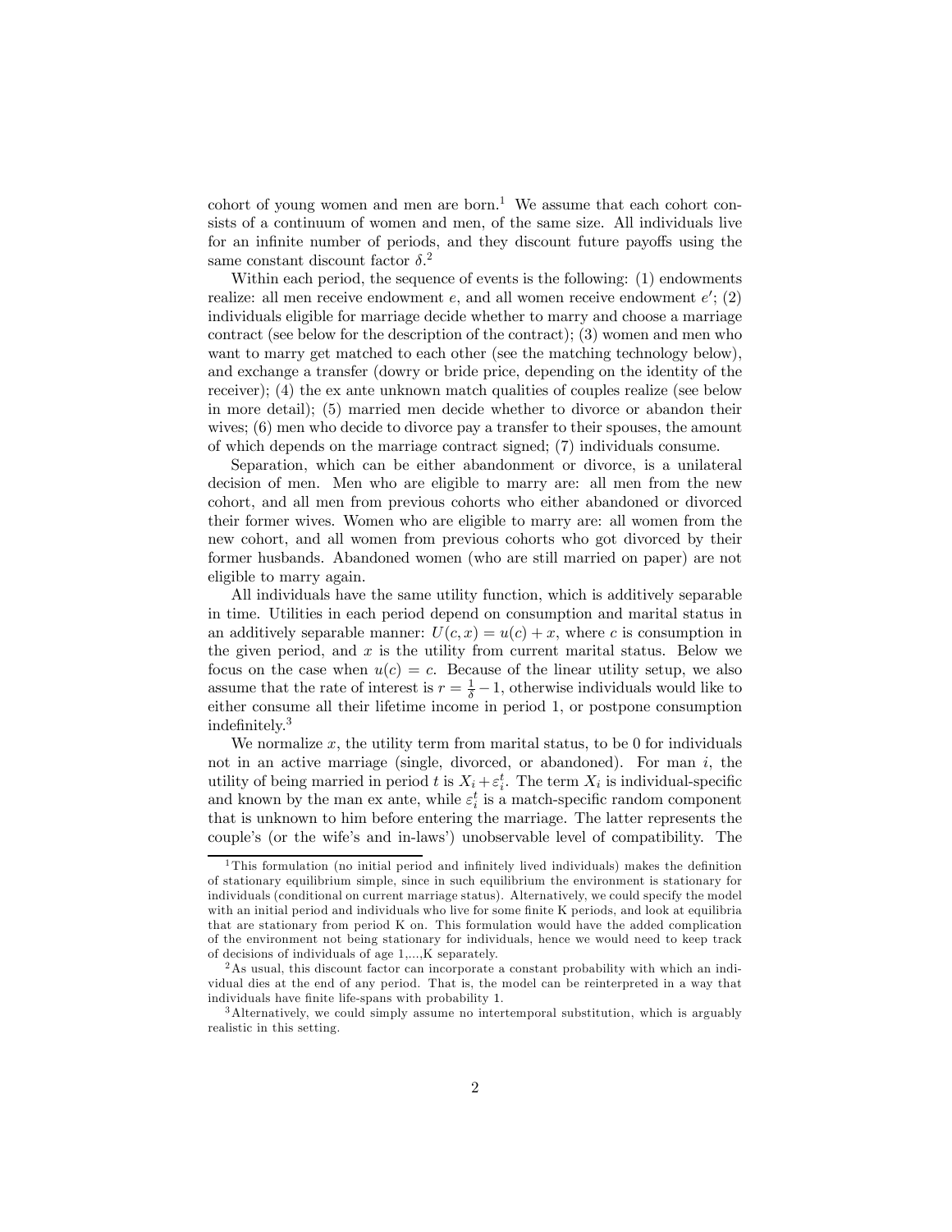cohort of young women and men are born.[1] We assume that each cohort consists of a continuum of women and men, of the same size. All individuals live for an infinite number of periods, and they discount future payoffs using the same constant discount factor $\delta$.[2]

Within each period, the sequence of events is the following: (1) endowments realize: all men receive endowment $e$, and all women receive endowment $e'$; (2) individuals eligible for marriage decide whether to marry and choose a marriage contract (see below for the description of the contract); (3) women and men who want to marry get matched to each other (see the matching technology below), and exchange a transfer (dowry or bride price, depending on the identity of the receiver); (4) the ex ante unknown match qualities of couples realize (see below in more detail); (5) married men decide whether to divorce or abandon their wives; (6) men who decide to divorce pay a transfer to their spouses, the amount of which depends on the marriage contract signed; (7) individuals consume.

Separation, which can be either abandonment or divorce, is a unilateral decision of men. Men who are eligible to marry are: all men from the new cohort, and all men from previous cohorts who either abandoned or divorced their former wives. Women who are eligible to marry are: all women from the new cohort, and all women from previous cohorts who got divorced by their former husbands. Abandoned women (who are still married on paper) are not eligible to marry again.

All individuals have the same utility function, which is additively separable in time. Utilities in each period depend on consumption and marital status in an additively separable manner: $U(c,x) = u(c) + x$, where $c$ is consumption in the given period, and $x$ is the utility from current marital status. Below we focus on the case when $u(c) = c$. Because of the linear utility setup, we also assume that the rate of interest is $r = \frac{1}{\delta} - 1$, otherwise individuals would like to either consume all their lifetime income in period 1, or postpone consumption indefinitely.[3]

We normalize $x$, the utility term from marital status, to be 0 for individuals not in an active marriage (single, divorced, or abandoned). For man $i$, the utility of being married in period $t$ is $X_i + \varepsilon_i^t$. The term $X_i$ is individual-specific and known by the man ex ante, while $\varepsilon_i^t$ is a match-specific random component that is unknown to him before entering the marriage. The latter represents the couple's (or the wife's and in-laws') unobservable level of compatibility. The

---

[1] This formulation (no initial period and infinitely lived individuals) makes the definition of stationary equilibrium simple, since in such equilibrium the environment is stationary for individuals (conditional on current marriage status). Alternatively, we could specify the model with an initial period and individuals who live for some finite K periods, and look at equilibria that are stationary from period K on. This formulation would have the added complication of the environment not being stationary for individuals, hence we would need to keep track of decisions of individuals of age 1,...,K separately.

[2] As usual, this discount factor can incorporate a constant probability with which an individual dies at the end of any period. That is, the model can be reinterpreted in a way that individuals have finite life-spans with probability 1.

[3] Alternatively, we could simply assume no intertemporal substitution, which is arguably realistic in this setting.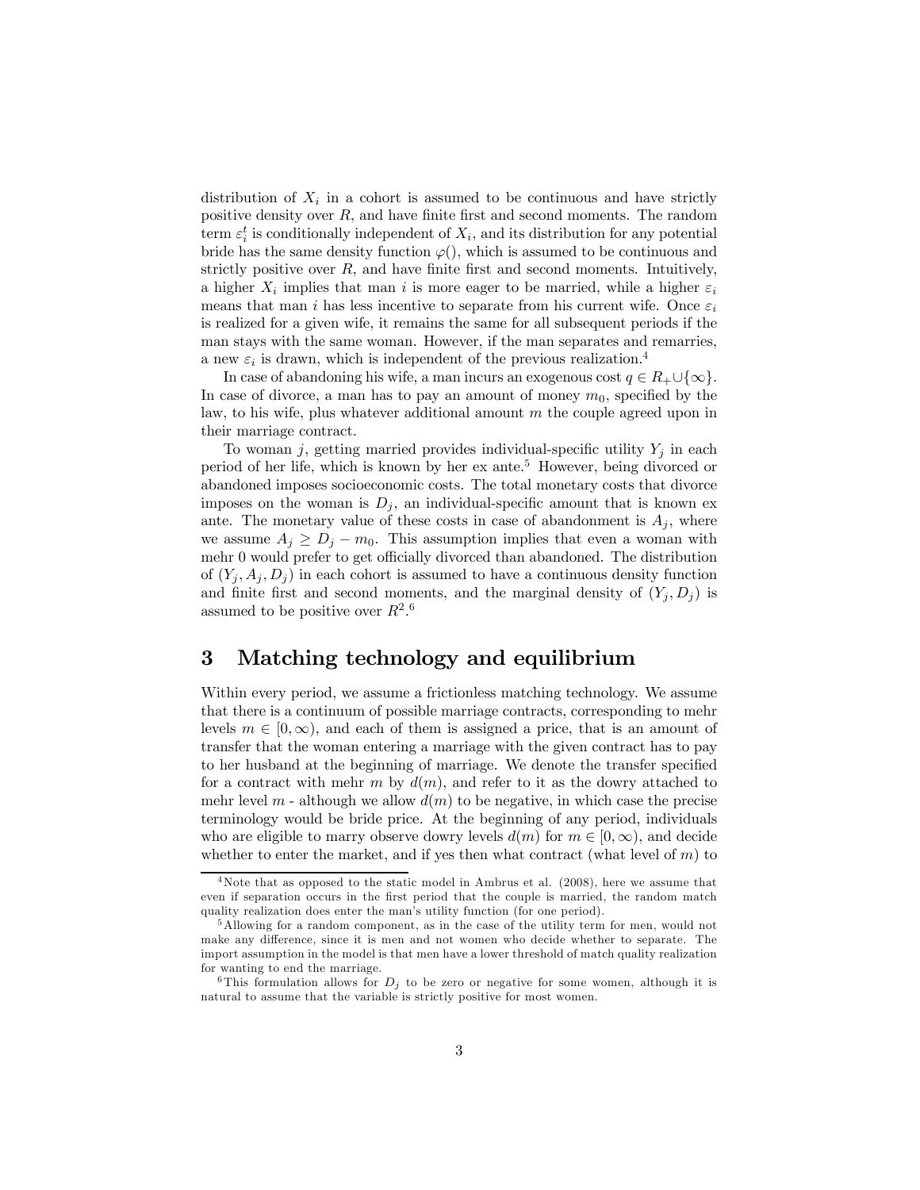distribution of $X_i$ in a cohort is assumed to be continuous and have strictly positive density over $R$, and have finite first and second moments. The random term $\varepsilon_i^t$ is conditionally independent of $X_i$, and its distribution for any potential bride has the same density function $\varphi()$, which is assumed to be continuous and strictly positive over $R$, and have finite first and second moments. Intuitively, a higher $X_i$ implies that man $i$ is more eager to be married, while a higher $\varepsilon_i$ means that man $i$ has less incentive to separate from his current wife. Once $\varepsilon_i$ is realized for a given wife, it remains the same for all subsequent periods if the man stays with the same woman. However, if the man separates and remarries, a new $\varepsilon_i$ is drawn, which is independent of the previous realization.[4]

In case of abandoning his wife, a man incurs an exogenous cost $q \in R_+ \cup \{\infty\}$. In case of divorce, a man has to pay an amount of money $m_0$, specified by the law, to his wife, plus whatever additional amount $m$ the couple agreed upon in their marriage contract.

To woman $j$, getting married provides individual-specific utility $Y_j$ in each period of her life, which is known by her ex ante.[5] However, being divorced or abandoned imposes socioeconomic costs. The total monetary costs that divorce imposes on the woman is $D_j$, an individual-specific amount that is known ex ante. The monetary value of these costs in case of abandonment is $A_j$, where we assume $A_j \geq D_j - m_0$. This assumption implies that even a woman with mehr 0 would prefer to get officially divorced than abandoned. The distribution of $(Y_j, A_j, D_j)$ in each cohort is assumed to have a continuous density function and finite first and second moments, and the marginal density of $(Y_j, D_j)$ is assumed to be positive over $R^2$.[6]

# 3 Matching technology and equilibrium

Within every period, we assume a frictionless matching technology. We assume that there is a continuum of possible marriage contracts, corresponding to mehr levels $m \in [0, \infty)$, and each of them is assigned a price, that is an amount of transfer that the woman entering a marriage with the given contract has to pay to her husband at the beginning of marriage. We denote the transfer specified for a contract with mehr $m$ by $d(m)$, and refer to it as the dowry attached to mehr level $m$ - although we allow $d(m)$ to be negative, in which case the precise terminology would be bride price. At the beginning of any period, individuals who are eligible to marry observe dowry levels $d(m)$ for $m \in [0, \infty)$, and decide whether to enter the market, and if yes then what contract (what level of $m$) to

---

[4] Note that as opposed to the static model in Ambrus et al. (2008), here we assume that even if separation occurs in the first period that the couple is married, the random match quality realization does enter the man's utility function (for one period).

[5] Allowing for a random component, as in the case of the utility term for men, would not make any difference, since it is men and not women who decide whether to separate. The import assumption in the model is that men have a lower threshold of match quality realization for wanting to end the marriage.

[6] This formulation allows for $D_j$ to be zero or negative for some women, although it is natural to assume that the variable is strictly positive for most women.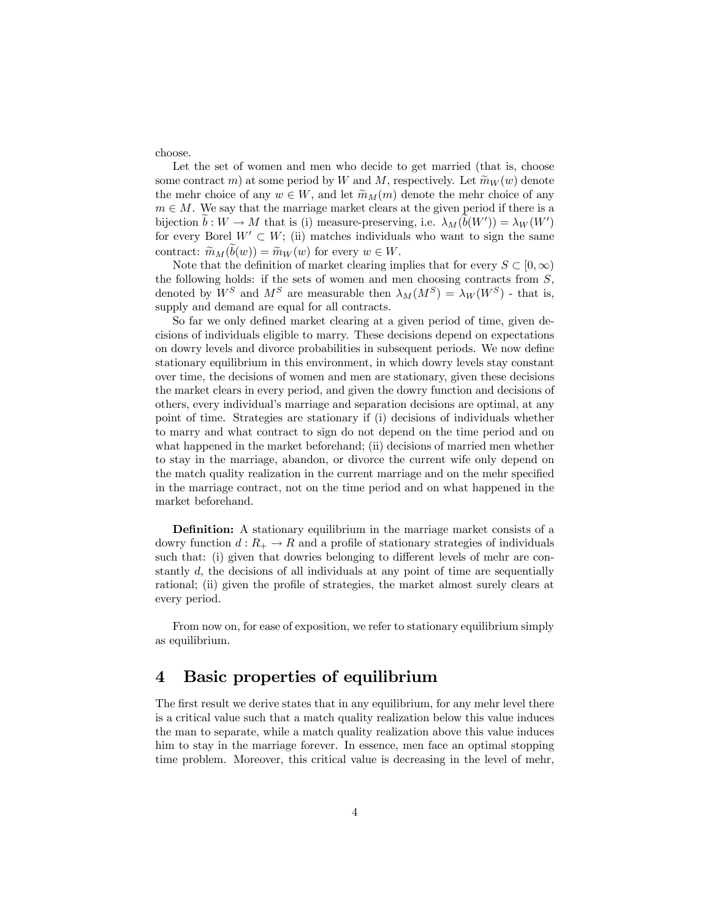choose.

Let the set of women and men who decide to get married (that is, choose some contract $m$) at some period by $W$ and $M$, respectively. Let $\widetilde{m}_W(w)$ denote the mehr choice of any $w \in W$, and let $\widetilde{m}_M(m)$ denote the mehr choice of any $m \in M$. We say that the marriage market clears at the given period if there is a bijection $\widetilde{b} : W \to M$ that is (i) measure-preserving, i.e. $\lambda_M(\widetilde{b}(W')) = \lambda_W(W')$ for every Borel $W' \subset W$; (ii) matches individuals who want to sign the same contract: $\widetilde{m}_M(\widetilde{b}(w)) = \widetilde{m}_W(w)$ for every $w \in W$.

Note that the definition of market clearing implies that for every $S \subset [0, \infty)$ the following holds: if the sets of women and men choosing contracts from $S$, denoted by $W^S$ and $M^S$ are measurable then $\lambda_M(M^S) = \lambda_W(W^S)$ - that is, supply and demand are equal for all contracts.

So far we only defined market clearing at a given period of time, given decisions of individuals eligible to marry. These decisions depend on expectations on dowry levels and divorce probabilities in subsequent periods. We now define stationary equilibrium in this environment, in which dowry levels stay constant over time, the decisions of women and men are stationary, given these decisions the market clears in every period, and given the dowry function and decisions of others, every individual's marriage and separation decisions are optimal, at any point of time. Strategies are stationary if (i) decisions of individuals whether to marry and what contract to sign do not depend on the time period and on what happened in the market beforehand; (ii) decisions of married men whether to stay in the marriage, abandon, or divorce the current wife only depend on the match quality realization in the current marriage and on the mehr specified in the marriage contract, not on the time period and on what happened in the market beforehand.

**Definition:** A stationary equilibrium in the marriage market consists of a dowry function $d : R_+ \to R$ and a profile of stationary strategies of individuals such that: (i) given that dowries belonging to different levels of mehr are constantly $d$, the decisions of all individuals at any point of time are sequentially rational; (ii) given the profile of strategies, the market almost surely clears at every period.

From now on, for ease of exposition, we refer to stationary equilibrium simply as equilibrium.

# 4 Basic properties of equilibrium

The first result we derive states that in any equilibrium, for any mehr level there is a critical value such that a match quality realization below this value induces the man to separate, while a match quality realization above this value induces him to stay in the marriage forever. In essence, men face an optimal stopping time problem. Moreover, this critical value is decreasing in the level of mehr,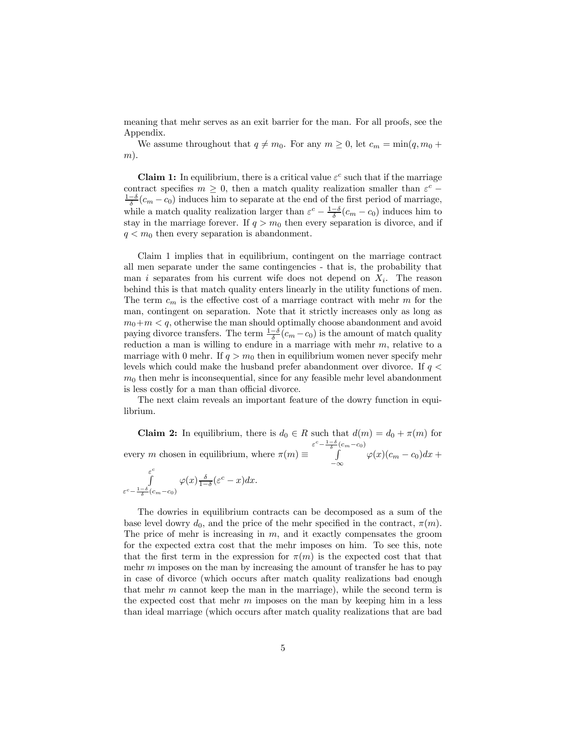meaning that mehr serves as an exit barrier for the man. For all proofs, see the Appendix.

We assume throughout that $q \neq m_0$. For any $m \geq 0$, let $c_m = \min(q, m_0 + m)$.

**Claim 1:** In equilibrium, there is a critical value $\varepsilon^c$ such that if the marriage contract specifies $m \geq 0$, then a match quality realization smaller than $\varepsilon^c - \frac{1-\delta}{\delta}(c_m - c_0)$ induces him to separate at the end of the first period of marriage, while a match quality realization larger than $\varepsilon^c - \frac{1-\delta}{\delta}(c_m - c_0)$ induces him to stay in the marriage forever. If $q > m_0$ then every separation is divorce, and if $q < m_0$ then every separation is abandonment.

Claim 1 implies that in equilibrium, contingent on the marriage contract all men separate under the same contingencies - that is, the probability that man $i$ separates from his current wife does not depend on $X_i$. The reason behind this is that match quality enters linearly in the utility functions of men. The term $c_m$ is the effective cost of a marriage contract with mehr $m$ for the man, contingent on separation. Note that it strictly increases only as long as $m_0 + m < q$, otherwise the man should optimally choose abandonment and avoid paying divorce transfers. The term $\frac{1-\delta}{\delta}(c_m - c_0)$ is the amount of match quality reduction a man is willing to endure in a marriage with mehr $m$, relative to a marriage with 0 mehr. If $q > m_0$ then in equilibrium women never specify mehr levels which could make the husband prefer abandonment over divorce. If $q < m_0$ then mehr is inconsequential, since for any feasible mehr level abandonment is less costly for a man than official divorce.

The next claim reveals an important feature of the dowry function in equilibrium.

**Claim 2:** In equilibrium, there is $d_0 \in R$ such that $d(m) = d_0 + \pi(m)$ for every $m$ chosen in equilibrium, where $\pi(m) \equiv \int_{-\infty}^{\varepsilon^c - \frac{1-\delta}{\delta}(c_m - c_0)} \varphi(x)(c_m - c_0)dx + \int_{\varepsilon^c - \frac{1-\delta}{\delta}(c_m - c_0)}^{\varepsilon^c} \varphi(x)\frac{\delta}{1-\delta}(\varepsilon^c - x)dx$.

The dowries in equilibrium contracts can be decomposed as a sum of the base level dowry $d_0$, and the price of the mehr specified in the contract, $\pi(m)$. The price of mehr is increasing in $m$, and it exactly compensates the groom for the expected extra cost that the mehr imposes on him. To see this, note that the first term in the expression for $\pi(m)$ is the expected cost that that mehr $m$ imposes on the man by increasing the amount of transfer he has to pay in case of divorce (which occurs after match quality realizations bad enough that mehr $m$ cannot keep the man in the marriage), while the second term is the expected cost that mehr $m$ imposes on the man by keeping him in a less than ideal marriage (which occurs after match quality realizations that are bad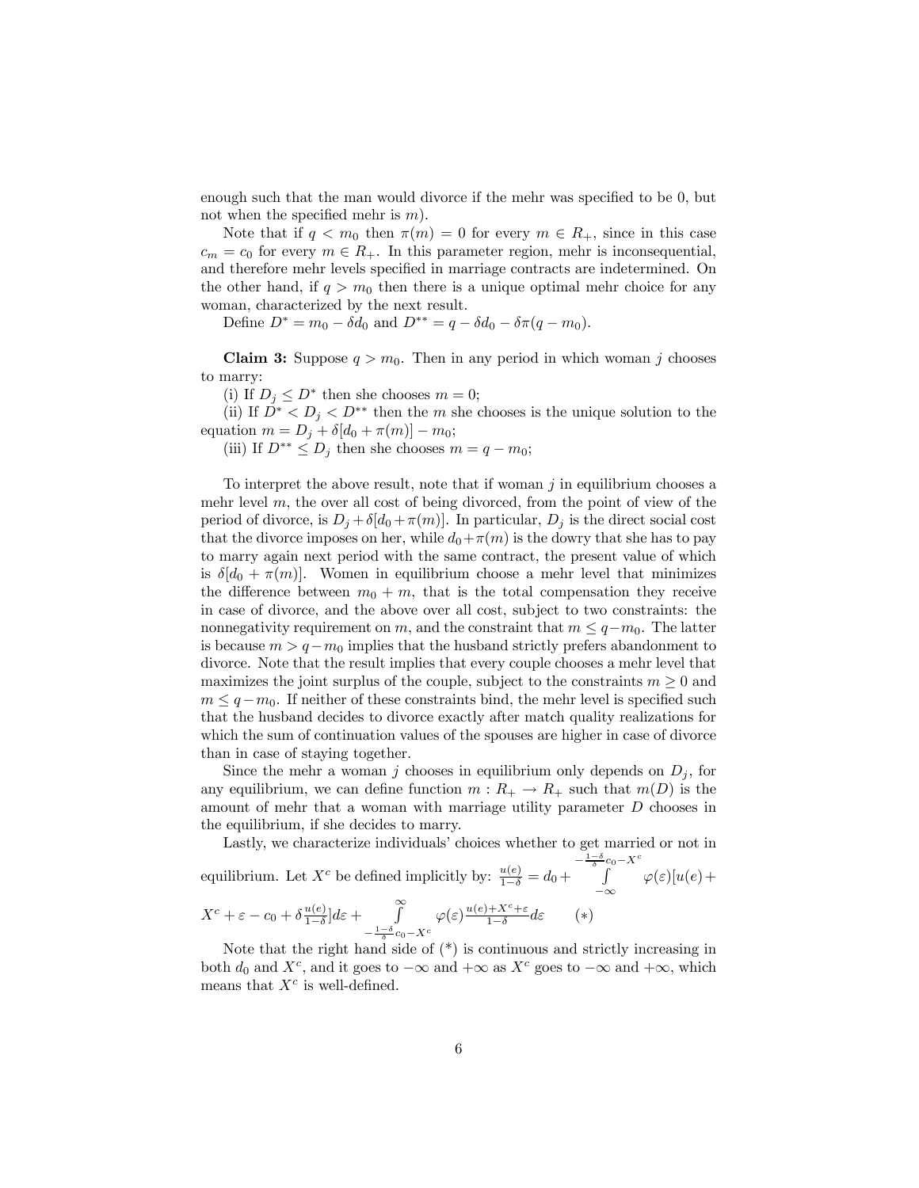enough such that the man would divorce if the mehr was specified to be 0, but not when the specified mehr is $m$).

Note that if $q < m_0$ then $\pi(m) = 0$ for every $m \in R_+$, since in this case $c_m = c_0$ for every $m \in R_+$. In this parameter region, mehr is inconsequential, and therefore mehr levels specified in marriage contracts are indetermined. On the other hand, if $q > m_0$ then there is a unique optimal mehr choice for any woman, characterized by the next result.

Define $D^* = m_0 - \delta d_0$ and $D^{**} = q - \delta d_0 - \delta\pi(q - m_0)$.

**Claim 3:** Suppose $q > m_0$. Then in any period in which woman $j$ chooses to marry:

(i) If $D_j \leq D^*$ then she chooses $m = 0$;

(ii) If $D^* < D_j < D^{**}$ then the $m$ she chooses is the unique solution to the equation $m = D_j + \delta[d_0 + \pi(m)] - m_0$;

(iii) If $D^{**} \leq D_j$ then she chooses $m = q - m_0$;

To interpret the above result, note that if woman $j$ in equilibrium chooses a mehr level $m$, the over all cost of being divorced, from the point of view of the period of divorce, is $D_j + \delta[d_0 + \pi(m)]$. In particular, $D_j$ is the direct social cost that the divorce imposes on her, while $d_0 + \pi(m)$ is the dowry that she has to pay to marry again next period with the same contract, the present value of which is $\delta[d_0 + \pi(m)]$. Women in equilibrium choose a mehr level that minimizes the difference between $m_0 + m$, that is the total compensation they receive in case of divorce, and the above over all cost, subject to two constraints: the nonnegativity requirement on $m$, and the constraint that $m \leq q - m_0$. The latter is because $m > q - m_0$ implies that the husband strictly prefers abandonment to divorce. Note that the result implies that every couple chooses a mehr level that maximizes the joint surplus of the couple, subject to the constraints $m \geq 0$ and $m \leq q - m_0$. If neither of these constraints bind, the mehr level is specified such that the husband decides to divorce exactly after match quality realizations for which the sum of continuation values of the spouses are higher in case of divorce than in case of staying together.

Since the mehr a woman $j$ chooses in equilibrium only depends on $D_j$, for any equilibrium, we can define function $m : R_+ \to R_+$ such that $m(D)$ is the amount of mehr that a woman with marriage utility parameter $D$ chooses in the equilibrium, if she decides to marry.

Lastly, we characterize individuals' choices whether to get married or not in equilibrium. Let $X^c$ be defined implicitly by:

$$\frac{u(e)}{1-\delta} = d_0 + \int_{-\infty}^{-\frac{1-\delta}{\delta}c_0 - X^c} \varphi(\varepsilon)[u(e) + X^c + \varepsilon - c_0 + \delta\frac{u(e)}{1-\delta}]d\varepsilon + \int_{-\frac{1-\delta}{\delta}c_0 - X^c}^{\infty} \varphi(\varepsilon)\frac{u(e) + X^c + \varepsilon}{1-\delta}d\varepsilon \qquad (*)$$

Note that the right hand side of (*) is continuous and strictly increasing in both $d_0$ and $X^c$, and it goes to $-\infty$ and $+\infty$ as $X^c$ goes to $-\infty$ and $+\infty$, which means that $X^c$ is well-defined.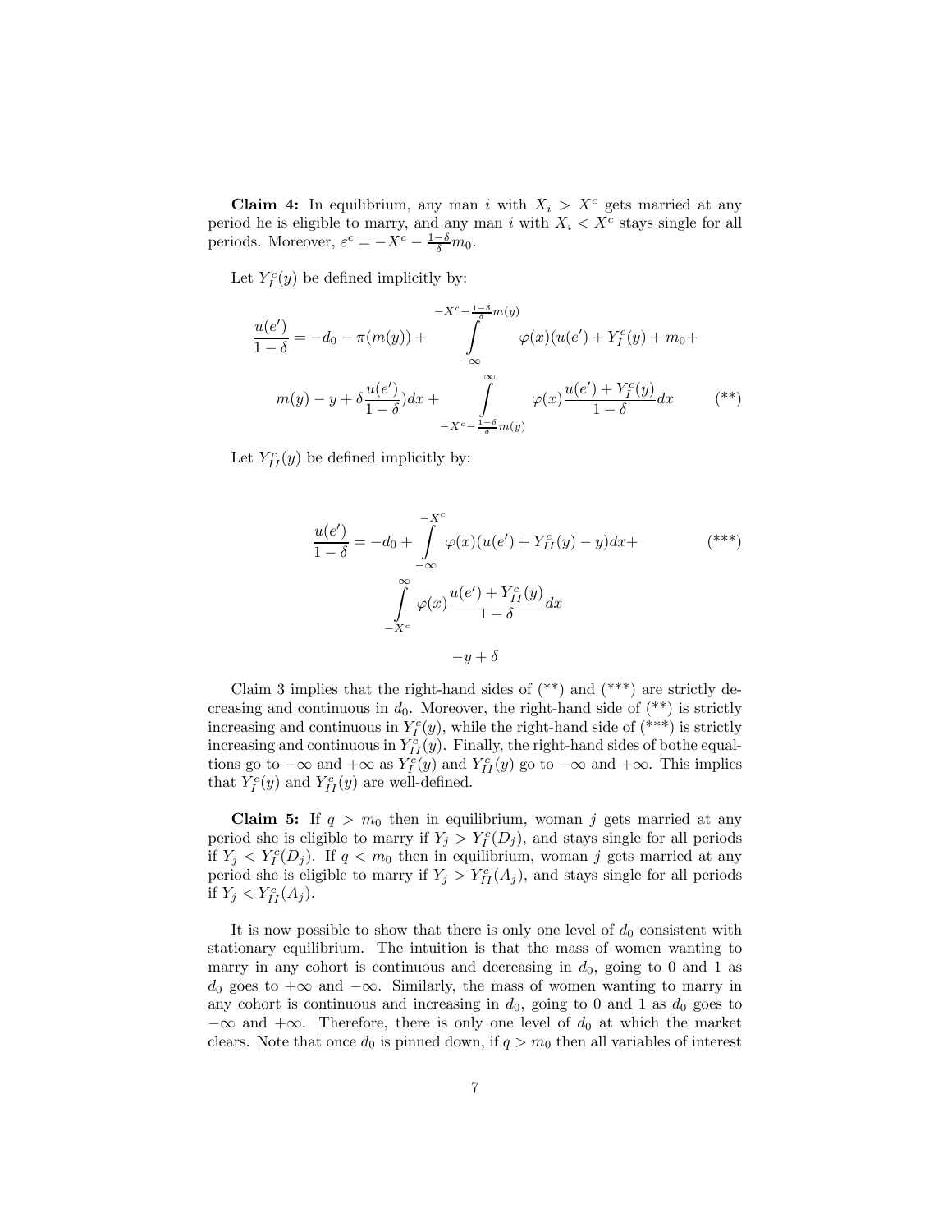**Claim 4:** In equilibrium, any man $i$ with $X_i > X^c$ gets married at any period he is eligible to marry, and any man $i$ with $X_i < X^c$ stays single for all periods. Moreover, $\varepsilon^c = -X^c - \frac{1-\delta}{\delta}m_0$.

Let $Y_I^c(y)$ be defined implicitly by:

$$\frac{u(e')}{1-\delta} = -d_0 - \pi(m(y)) + \int_{-\infty}^{-X^c - \frac{1-\delta}{\delta}m(y)} \varphi(x)(u(e') + Y_I^c(y) + m_0 + m(y) - y + \delta\frac{u(e')}{1-\delta})dx + \int_{-X^c - \frac{1-\delta}{\delta}m(y)}^{\infty} \varphi(x)\frac{u(e') + Y_I^c(y)}{1-\delta}dx \qquad (**)$$

Let $Y_{II}^c(y)$ be defined implicitly by:

$$\frac{u(e')}{1-\delta} = -d_0 + \int_{-\infty}^{-X^c} \varphi(x)(u(e') + Y_{II}^c(y) - y)dx + \int_{-X^c}^{\infty} \varphi(x)\frac{u(e') + Y_{II}^c(y)}{1-\delta}dx - y + \delta \qquad (***)$$

Claim 3 implies that the right-hand sides of (**) and (***) are strictly decreasing and continuous in $d_0$. Moreover, the right-hand side of (**) is strictly increasing and continuous in $Y_I^c(y)$, while the right-hand side of (***) is strictly increasing and continuous in $Y_{II}^c(y)$. Finally, the right-hand sides of bothe equations go to $-\infty$ and $+\infty$ as $Y_I^c(y)$ and $Y_{II}^c(y)$ go to $-\infty$ and $+\infty$. This implies that $Y_I^c(y)$ and $Y_{II}^c(y)$ are well-defined.

**Claim 5:** If $q > m_0$ then in equilibrium, woman $j$ gets married at any period she is eligible to marry if $Y_j > Y_I^c(D_j)$, and stays single for all periods if $Y_j < Y_I^c(D_j)$. If $q < m_0$ then in equilibrium, woman $j$ gets married at any period she is eligible to marry if $Y_j > Y_{II}^c(A_j)$, and stays single for all periods if $Y_j < Y_{II}^c(A_j)$.

It is now possible to show that there is only one level of $d_0$ consistent with stationary equilibrium. The intuition is that the mass of women wanting to marry in any cohort is continuous and decreasing in $d_0$, going to 0 and 1 as $d_0$ goes to $+\infty$ and $-\infty$. Similarly, the mass of women wanting to marry in any cohort is continuous and increasing in $d_0$, going to 0 and 1 as $d_0$ goes to $-\infty$ and $+\infty$. Therefore, there is only one level of $d_0$ at which the market clears. Note that once $d_0$ is pinned down, if $q > m_0$ then all variables of interest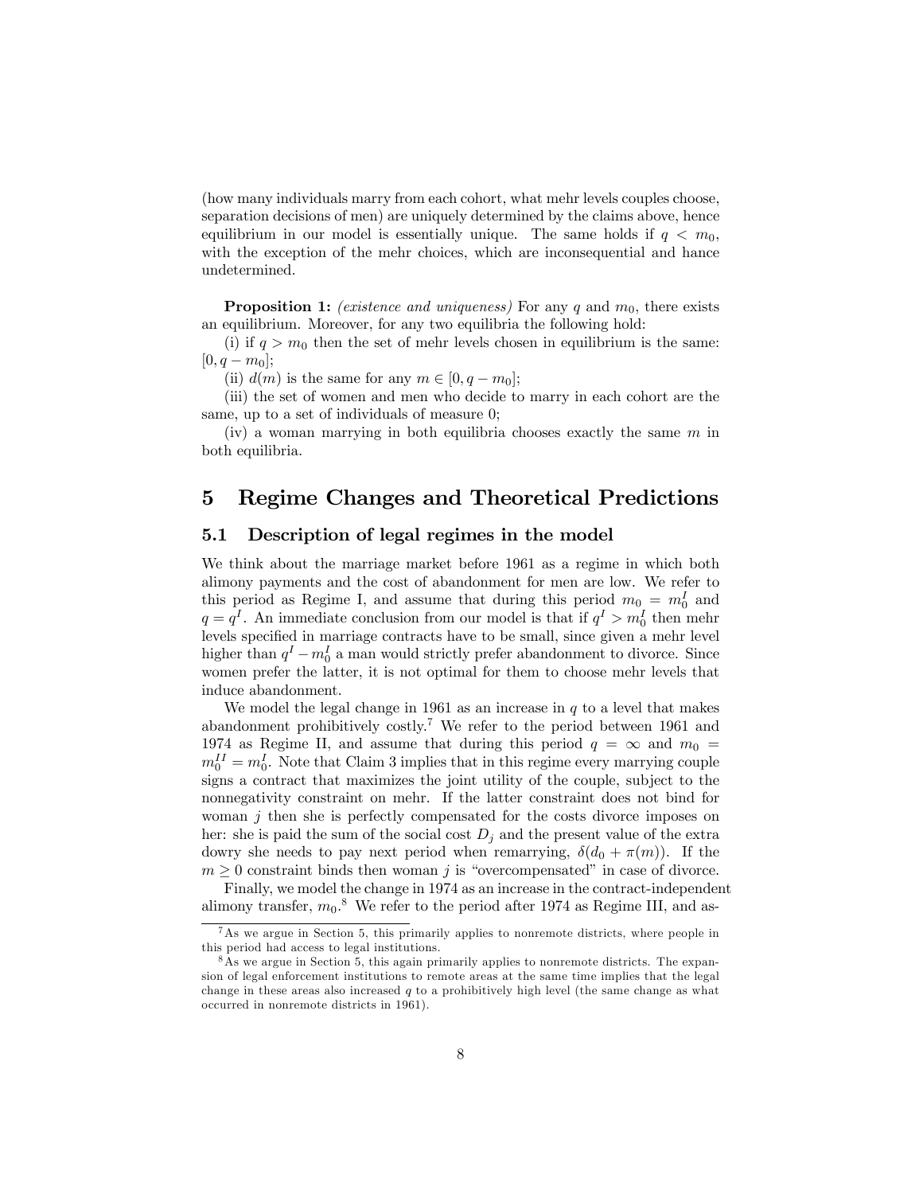(how many individuals marry from each cohort, what mehr levels couples choose, separation decisions of men) are uniquely determined by the claims above, hence equilibrium in our model is essentially unique. The same holds if $q < m_0$, with the exception of the mehr choices, which are inconsequential and hance undetermined.

**Proposition 1:** *(existence and uniqueness)* For any $q$ and $m_0$, there exists an equilibrium. Moreover, for any two equilibria the following hold:

(i) if $q > m_0$ then the set of mehr levels chosen in equilibrium is the same: $[0, q - m_0]$;

(ii) $d(m)$ is the same for any $m \in [0, q - m_0]$;

(iii) the set of women and men who decide to marry in each cohort are the same, up to a set of individuals of measure 0;

(iv) a woman marrying in both equilibria chooses exactly the same $m$ in both equilibria.

# 5 Regime Changes and Theoretical Predictions

## 5.1 Description of legal regimes in the model

We think about the marriage market before 1961 as a regime in which both alimony payments and the cost of abandonment for men are low. We refer to this period as Regime I, and assume that during this period $m_0 = m_0^I$ and $q = q^I$. An immediate conclusion from our model is that if $q^I > m_0^I$ then mehr levels specified in marriage contracts have to be small, since given a mehr level higher than $q^I - m_0^I$ a man would strictly prefer abandonment to divorce. Since women prefer the latter, it is not optimal for them to choose mehr levels that induce abandonment.

We model the legal change in 1961 as an increase in $q$ to a level that makes abandonment prohibitively costly.[7] We refer to the period between 1961 and 1974 as Regime II, and assume that during this period $q = \infty$ and $m_0 = m_0^{II} = m_0^I$. Note that Claim 3 implies that in this regime every marrying couple signs a contract that maximizes the joint utility of the couple, subject to the nonnegativity constraint on mehr. If the latter constraint does not bind for woman $j$ then she is perfectly compensated for the costs divorce imposes on her: she is paid the sum of the social cost $D_j$ and the present value of the extra dowry she needs to pay next period when remarrying, $\delta(d_0 + \pi(m))$. If the $m \geq 0$ constraint binds then woman $j$ is "overcompensated" in case of divorce.

Finally, we model the change in 1974 as an increase in the contract-independent alimony transfer, $m_0$.[8] We refer to the period after 1974 as Regime III, and as-

---

[7] As we argue in Section 5, this primarily applies to nonremote districts, where people in this period had access to legal institutions.

[8] As we argue in Section 5, this again primarily applies to nonremote districts. The expansion of legal enforcement institutions to remote areas at the same time implies that the legal change in these areas also increased $q$ to a prohibitively high level (the same change as what occurred in nonremote districts in 1961).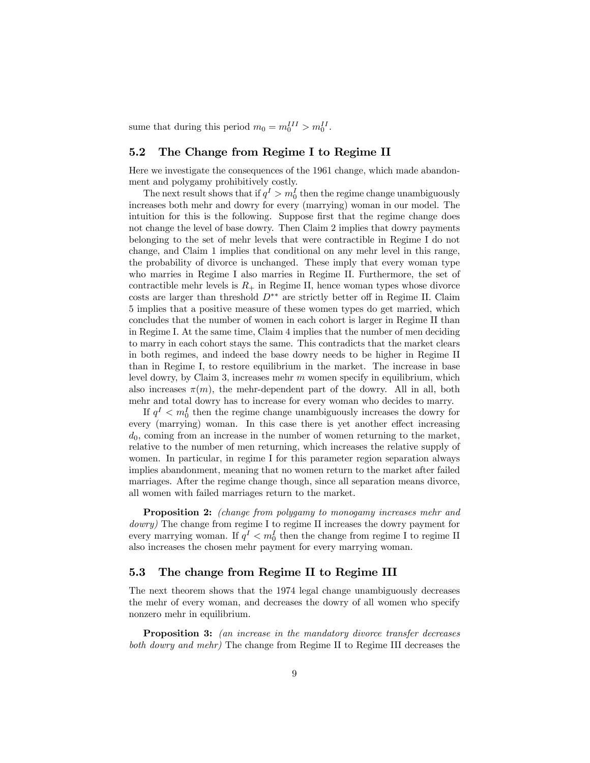sume that during this period $m_0 = m_0^{III} > m_0^{II}$.

## 5.2 The Change from Regime I to Regime II

Here we investigate the consequences of the 1961 change, which made abandonment and polygamy prohibitively costly.

The next result shows that if $q^I > m_0^I$ then the regime change unambiguously increases both mehr and dowry for every (marrying) woman in our model. The intuition for this is the following. Suppose first that the regime change does not change the level of base dowry. Then Claim 2 implies that dowry payments belonging to the set of mehr levels that were contractible in Regime I do not change, and Claim 1 implies that conditional on any mehr level in this range, the probability of divorce is unchanged. These imply that every woman type who marries in Regime I also marries in Regime II. Furthermore, the set of contractible mehr levels is $R_+$ in Regime II, hence woman types whose divorce costs are larger than threshold $D^{**}$ are strictly better off in Regime II. Claim 5 implies that a positive measure of these women types do get married, which concludes that the number of women in each cohort is larger in Regime II than in Regime I. At the same time, Claim 4 implies that the number of men deciding to marry in each cohort stays the same. This contradicts that the market clears in both regimes, and indeed the base dowry needs to be higher in Regime II than in Regime I, to restore equilibrium in the market. The increase in base level dowry, by Claim 3, increases mehr $m$ women specify in equilibrium, which also increases $\pi(m)$, the mehr-dependent part of the dowry. All in all, both mehr and total dowry has to increase for every woman who decides to marry.

If $q^I < m_0^I$ then the regime change unambiguously increases the dowry for every (marrying) woman. In this case there is yet another effect increasing $d_0$, coming from an increase in the number of women returning to the market, relative to the number of men returning, which increases the relative supply of women. In particular, in regime I for this parameter region separation always implies abandonment, meaning that no women return to the market after failed marriages. After the regime change though, since all separation means divorce, all women with failed marriages return to the market.

**Proposition 2:** *(change from polygamy to monogamy increases mehr and dowry)* The change from regime I to regime II increases the dowry payment for every marrying woman. If $q^I < m_0^I$ then the change from regime I to regime II also increases the chosen mehr payment for every marrying woman.

## 5.3 The change from Regime II to Regime III

The next theorem shows that the 1974 legal change unambiguously decreases the mehr of every woman, and decreases the dowry of all women who specify nonzero mehr in equilibrium.

**Proposition 3:** *(an increase in the mandatory divorce transfer decreases both dowry and mehr)* The change from Regime II to Regime III decreases the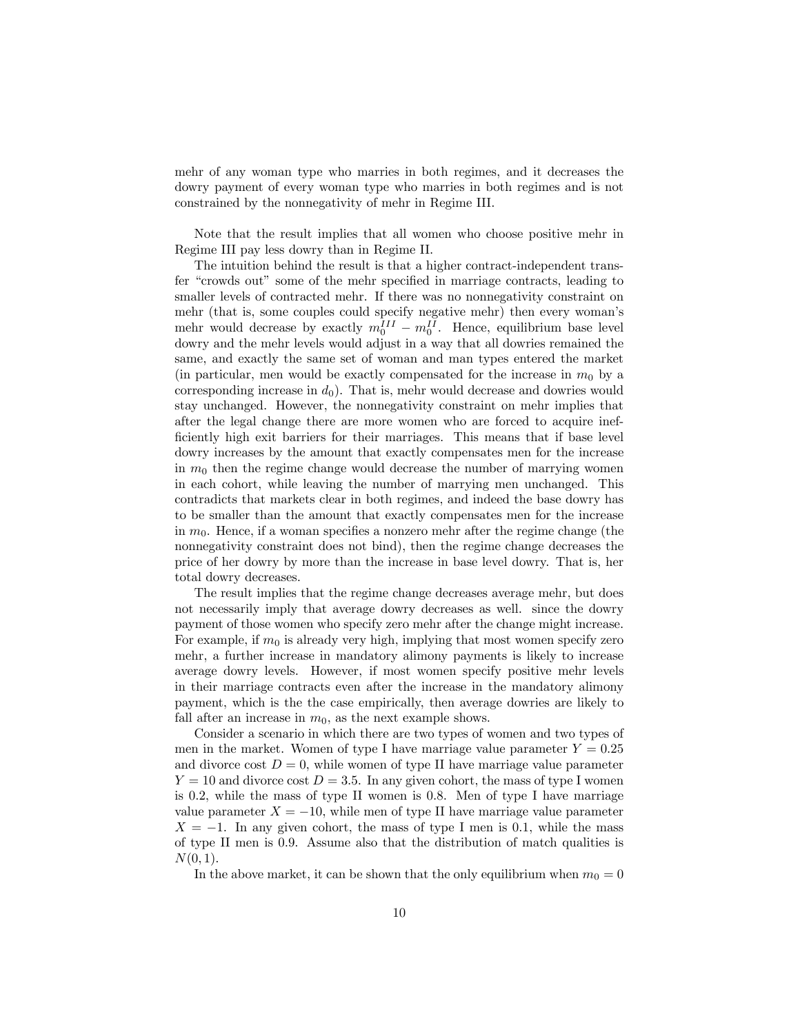mehr of any woman type who marries in both regimes, and it decreases the dowry payment of every woman type who marries in both regimes and is not constrained by the nonnegativity of mehr in Regime III.

Note that the result implies that all women who choose positive mehr in Regime III pay less dowry than in Regime II.

The intuition behind the result is that a higher contract-independent transfer "crowds out" some of the mehr specified in marriage contracts, leading to smaller levels of contracted mehr. If there was no nonnegativity constraint on mehr (that is, some couples could specify negative mehr) then every woman's mehr would decrease by exactly $m_0^{III} - m_0^{II}$. Hence, equilibrium base level dowry and the mehr levels would adjust in a way that all dowries remained the same, and exactly the same set of woman and man types entered the market (in particular, men would be exactly compensated for the increase in $m_0$ by a corresponding increase in $d_0$). That is, mehr would decrease and dowries would stay unchanged. However, the nonnegativity constraint on mehr implies that after the legal change there are more women who are forced to acquire inefficiently high exit barriers for their marriages. This means that if base level dowry increases by the amount that exactly compensates men for the increase in $m_0$ then the regime change would decrease the number of marrying women in each cohort, while leaving the number of marrying men unchanged. This contradicts that markets clear in both regimes, and indeed the base dowry has to be smaller than the amount that exactly compensates men for the increase in $m_0$. Hence, if a woman specifies a nonzero mehr after the regime change (the nonnegativity constraint does not bind), then the regime change decreases the price of her dowry by more than the increase in base level dowry. That is, her total dowry decreases.

The result implies that the regime change decreases average mehr, but does not necessarily imply that average dowry decreases as well. since the dowry payment of those women who specify zero mehr after the change might increase. For example, if $m_0$ is already very high, implying that most women specify zero mehr, a further increase in mandatory alimony payments is likely to increase average dowry levels. However, if most women specify positive mehr levels in their marriage contracts even after the increase in the mandatory alimony payment, which is the the case empirically, then average dowries are likely to fall after an increase in $m_0$, as the next example shows.

Consider a scenario in which there are two types of women and two types of men in the market. Women of type I have marriage value parameter $Y = 0.25$ and divorce cost $D = 0$, while women of type II have marriage value parameter $Y = 10$ and divorce cost $D = 3.5$. In any given cohort, the mass of type I women is 0.2, while the mass of type II women is 0.8. Men of type I have marriage value parameter $X = -10$, while men of type II have marriage value parameter $X = -1$. In any given cohort, the mass of type I men is 0.1, while the mass of type II men is 0.9. Assume also that the distribution of match qualities is $N(0, 1)$.

In the above market, it can be shown that the only equilibrium when $m_0 = 0$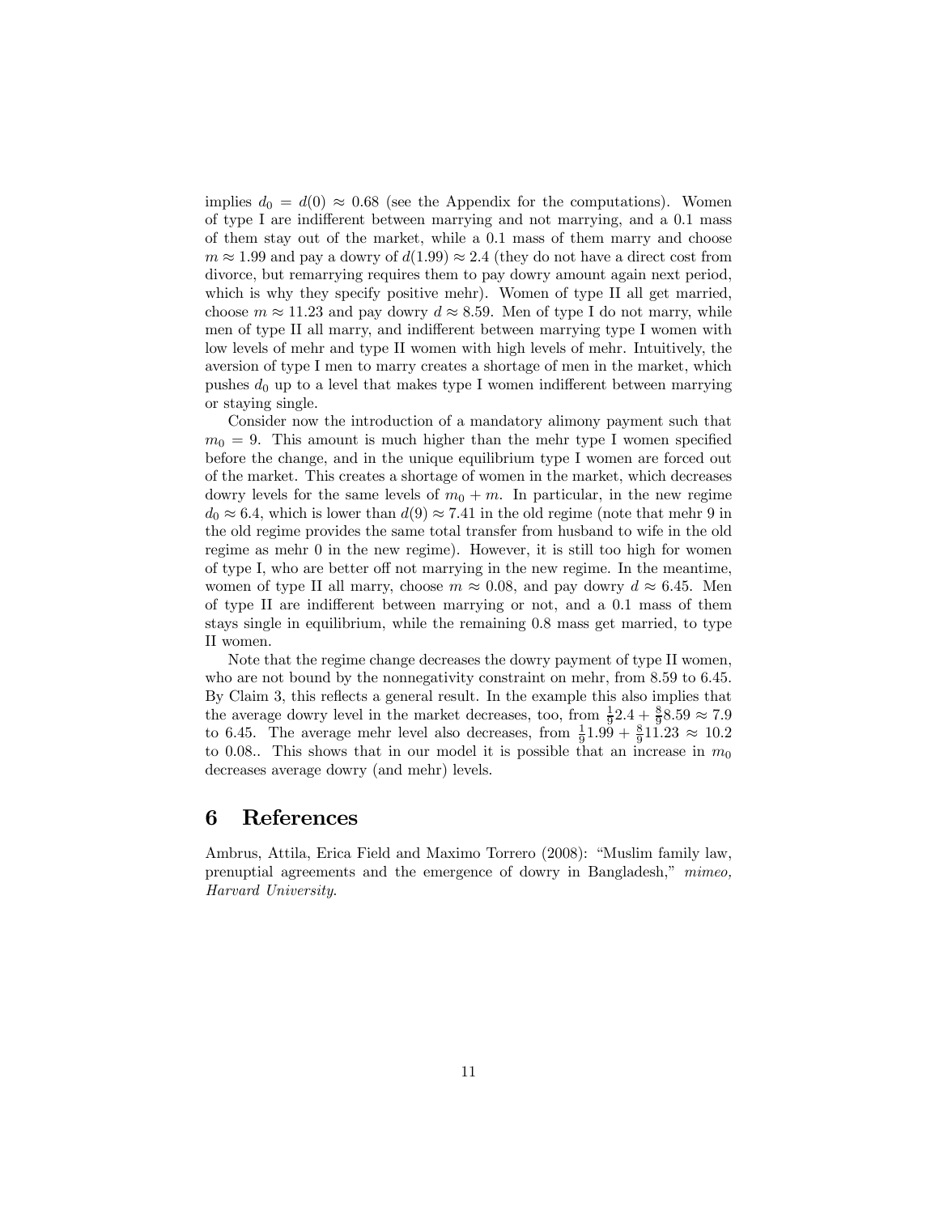implies $d_0 = d(0) \approx 0.68$ (see the Appendix for the computations). Women of type I are indifferent between marrying and not marrying, and a 0.1 mass of them stay out of the market, while a 0.1 mass of them marry and choose $m \approx 1.99$ and pay a dowry of $d(1.99) \approx 2.4$ (they do not have a direct cost from divorce, but remarrying requires them to pay dowry amount again next period, which is why they specify positive mehr). Women of type II all get married, choose $m \approx 11.23$ and pay dowry $d \approx 8.59$. Men of type I do not marry, while men of type II all marry, and indifferent between marrying type I women with low levels of mehr and type II women with high levels of mehr. Intuitively, the aversion of type I men to marry creates a shortage of men in the market, which pushes $d_0$ up to a level that makes type I women indifferent between marrying or staying single.

Consider now the introduction of a mandatory alimony payment such that $m_0 = 9$. This amount is much higher than the mehr type I women specified before the change, and in the unique equilibrium type I women are forced out of the market. This creates a shortage of women in the market, which decreases dowry levels for the same levels of $m_0 + m$. In particular, in the new regime $d_0 \approx 6.4$, which is lower than $d(9) \approx 7.41$ in the old regime (note that mehr 9 in the old regime provides the same total transfer from husband to wife in the old regime as mehr 0 in the new regime). However, it is still too high for women of type I, who are better off not marrying in the new regime. In the meantime, women of type II all marry, choose $m \approx 0.08$, and pay dowry $d \approx 6.45$. Men of type II are indifferent between marrying or not, and a 0.1 mass of them stays single in equilibrium, while the remaining 0.8 mass get married, to type II women.

Note that the regime change decreases the dowry payment of type II women, who are not bound by the nonnegativity constraint on mehr, from 8.59 to 6.45. By Claim 3, this reflects a general result. In the example this also implies that the average dowry level in the market decreases, too, from $\frac{1}{9}2.4 + \frac{8}{9}8.59 \approx 7.9$ to 6.45. The average mehr level also decreases, from $\frac{1}{9}1.99 + \frac{8}{9}11.23 \approx 10.2$ to 0.08.. This shows that in our model it is possible that an increase in $m_0$ decreases average dowry (and mehr) levels.

# 6 References

Ambrus, Attila, Erica Field and Maximo Torrero (2008): "Muslim family law, prenuptial agreements and the emergence of dowry in Bangladesh," *mimeo, Harvard University.*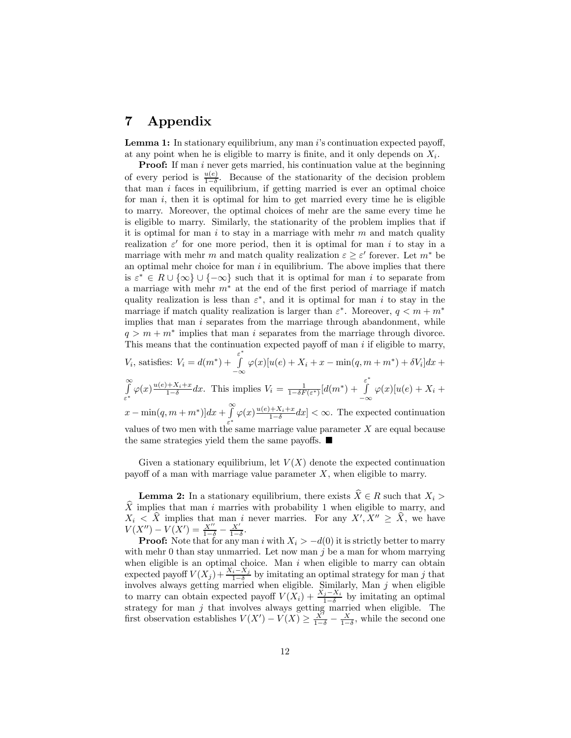# 7 Appendix

**Lemma 1:** In stationary equilibrium, any man $i$'s continuation expected payoff, at any point when he is eligible to marry is finite, and it only depends on $X_i$.

**Proof:** If man $i$ never gets married, his continuation value at the beginning of every period is $\frac{u(e)}{1-\delta}$. Because of the stationarity of the decision problem that man $i$ faces in equilibrium, if getting married is ever an optimal choice for man $i$, then it is optimal for him to get married every time he is eligible to marry. Moreover, the optimal choices of mehr are the same every time he is eligible to marry. Similarly, the stationarity of the problem implies that if it is optimal for man $i$ to stay in a marriage with mehr $m$ and match quality realization $\varepsilon'$ for one more period, then it is optimal for man $i$ to stay in a marriage with mehr $m$ and match quality realization $\varepsilon \geq \varepsilon'$ forever. Let $m^*$ be an optimal mehr choice for man $i$ in equilibrium. The above implies that there is $\varepsilon^* \in R \cup \{\infty\} \cup \{-\infty\}$ such that it is optimal for man $i$ to separate from a marriage with mehr $m^*$ at the end of the first period of marriage if match quality realization is less than $\varepsilon^*$, and it is optimal for man $i$ to stay in the marriage if match quality realization is larger than $\varepsilon^*$. Moreover, $q < m + m^*$ implies that man $i$ separates from the marriage through abandonment, while $q > m + m^*$ implies that man $i$ separates from the marriage through divorce. This means that the continuation expected payoff of man $i$ if eligible to marry, $V_i$, satisfies: $V_i = d(m^*) + \int\limits_{-\infty}^{\varepsilon^*} \varphi(x)[u(e) + X_i + x - \min(q, m + m^*) + \delta V_i]dx + \int\limits_{\varepsilon^*}^{\infty} \varphi(x)\frac{u(e)+X_i+x}{1-\delta}dx$. This implies $V_i = \frac{1}{1-\delta F(\varepsilon^*)}[d(m^*) + \int\limits_{-\infty}^{\varepsilon^*} \varphi(x)[u(e) + X_i + x - \min(q, m + m^*)]dx + \int\limits_{\varepsilon^*}^{\infty} \varphi(x)\frac{u(e)+X_i+x}{1-\delta}dx] < \infty$. The expected continuation values of two men with the same marriage value parameter $X$ are equal because the same strategies yield them the same payoffs. ■

Given a stationary equilibrium, let $V(X)$ denote the expected continuation payoff of a man with marriage value parameter $X$, when eligible to marry.

**Lemma 2:** In a stationary equilibrium, there exists $\widehat{X} \in R$ such that $X_i > \widehat{X}$ implies that man $i$ marries with probability 1 when eligible to marry, and $X_i < \widehat{X}$ implies that man $i$ never marries. For any $X', X'' \geq \widehat{X}$, we have $V(X'') - V(X') = \frac{X''}{1-\delta} - \frac{X'}{1-\delta}$.

**Proof:** Note that for any man $i$ with $X_i > -d(0)$ it is strictly better to marry with mehr 0 than stay unmarried. Let now man $j$ be a man for whom marrying when eligible is an optimal choice. Man $i$ when eligible to marry can obtain expected payoff $V(X_j) + \frac{X_i - X_j}{1-\delta}$ by imitating an optimal strategy for man $j$ that involves always getting married when eligible. Similarly, Man $j$ when eligible to marry can obtain expected payoff $V(X_i) + \frac{X_j - X_i}{1-\delta}$ by imitating an optimal strategy for man $j$ that involves always getting married when eligible. The first observation establishes $V(X') - V(X) \geq \frac{X'}{1-\delta} - \frac{X}{1-\delta}$, while the second one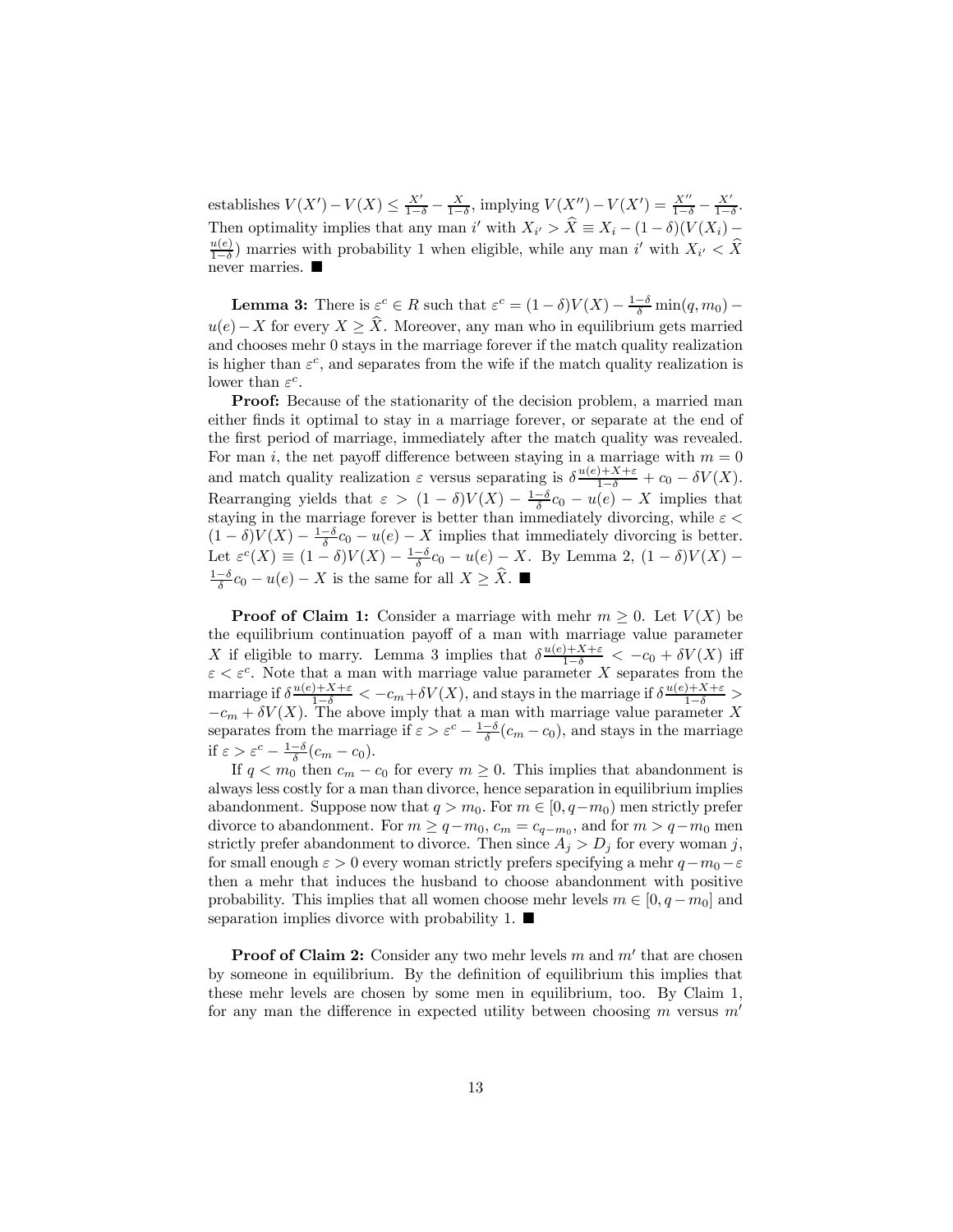establishes $V(X') - V(X) \leq \frac{X'}{1-\delta} - \frac{X}{1-\delta}$, implying $V(X'') - V(X') = \frac{X''}{1-\delta} - \frac{X'}{1-\delta}$. Then optimality implies that any man $i'$ with $X_{i'} > \widehat{X} \equiv X_i - (1-\delta)(V(X_i) - \frac{u(e)}{1-\delta})$ marries with probability 1 when eligible, while any man $i'$ with $X_{i'} < \widehat{X}$ never marries. ■

**Lemma 3:** There is $\varepsilon^c \in R$ such that $\varepsilon^c = (1-\delta)V(X) - \frac{1-\delta}{\delta}\min(q, m_0) - u(e) - X$ for every $X \geq \widehat{X}$. Moreover, any man who in equilibrium gets married and chooses mehr 0 stays in the marriage forever if the match quality realization is higher than $\varepsilon^c$, and separates from the wife if the match quality realization is lower than $\varepsilon^c$.

**Proof:** Because of the stationarity of the decision problem, a married man either finds it optimal to stay in a marriage forever, or separate at the end of the first period of marriage, immediately after the match quality was revealed. For man $i$, the net payoff difference between staying in a marriage with $m = 0$ and match quality realization $\varepsilon$ versus separating is $\delta\frac{u(e)+X+\varepsilon}{1-\delta} + c_0 - \delta V(X)$. Rearranging yields that $\varepsilon > (1-\delta)V(X) - \frac{1-\delta}{\delta}c_0 - u(e) - X$ implies that staying in the marriage forever is better than immediately divorcing, while $\varepsilon < (1-\delta)V(X) - \frac{1-\delta}{\delta}c_0 - u(e) - X$ implies that immediately divorcing is better. Let $\varepsilon^c(X) \equiv (1-\delta)V(X) - \frac{1-\delta}{\delta}c_0 - u(e) - X$. By Lemma 2, $(1-\delta)V(X) - \frac{1-\delta}{\delta}c_0 - u(e) - X$ is the same for all $X \geq \widehat{X}$. ■

**Proof of Claim 1:** Consider a marriage with mehr $m \geq 0$. Let $V(X)$ be the equilibrium continuation payoff of a man with marriage value parameter $X$ if eligible to marry. Lemma 3 implies that $\delta\frac{u(e)+X+\varepsilon}{1-\delta} < -c_0 + \delta V(X)$ iff $\varepsilon < \varepsilon^c$. Note that a man with marriage value parameter $X$ separates from the marriage if $\delta\frac{u(e)+X+\varepsilon}{1-\delta} < -c_m + \delta V(X)$, and stays in the marriage if $\delta\frac{u(e)+X+\varepsilon}{1-\delta} > -c_m + \delta V(X)$. The above imply that a man with marriage value parameter $X$ separates from the marriage if $\varepsilon > \varepsilon^c - \frac{1-\delta}{\delta}(c_m - c_0)$, and stays in the marriage if $\varepsilon > \varepsilon^c - \frac{1-\delta}{\delta}(c_m - c_0)$.

If $q < m_0$ then $c_m - c_0$ for every $m \geq 0$. This implies that abandonment is always less costly for a man than divorce, hence separation in equilibrium implies abandonment. Suppose now that $q > m_0$. For $m \in [0, q - m_0)$ men strictly prefer divorce to abandonment. For $m \geq q - m_0$, $c_m = c_{q-m_0}$, and for $m > q - m_0$ men strictly prefer abandonment to divorce. Then since $A_j > D_j$ for every woman $j$, for small enough $\varepsilon > 0$ every woman strictly prefers specifying a mehr $q - m_0 - \varepsilon$ then a mehr that induces the husband to choose abandonment with positive probability. This implies that all women choose mehr levels $m \in [0, q - m_0]$ and separation implies divorce with probability 1. ■

**Proof of Claim 2:** Consider any two mehr levels $m$ and $m'$ that are chosen by someone in equilibrium. By the definition of equilibrium this implies that these mehr levels are chosen by some men in equilibrium, too. By Claim 1, for any man the difference in expected utility between choosing $m$ versus $m'$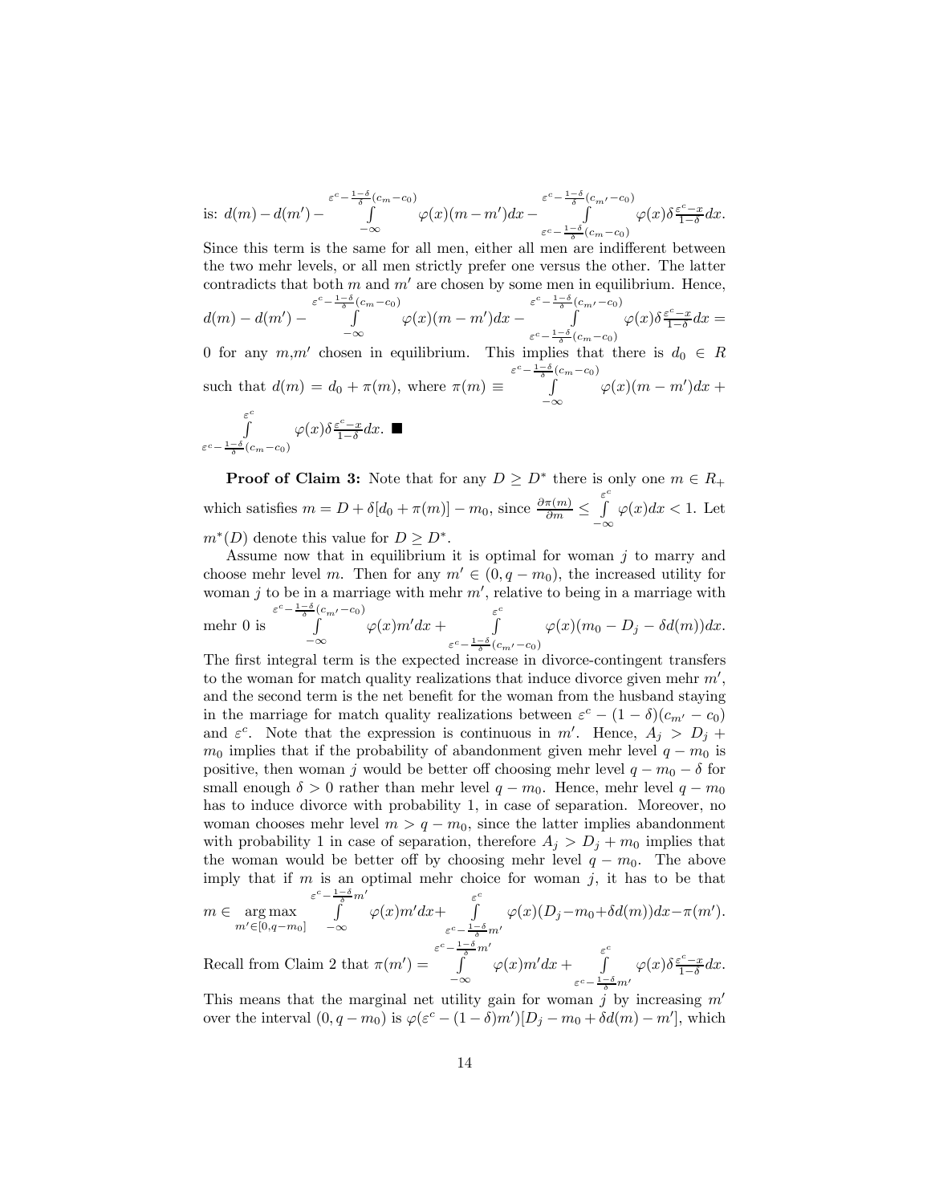is: $d(m) - d(m') - \int_{-\infty}^{\varepsilon^c - \frac{1-\delta}{\delta}(c_m - c_0)} \varphi(x)(m - m')dx - \int_{\varepsilon^c - \frac{1-\delta}{\delta}(c_m - c_0)}^{\varepsilon^c - \frac{1-\delta}{\delta}(c_{m'} - c_0)} \varphi(x)\delta\frac{\varepsilon^c - x}{1-\delta}dx.$

Since this term is the same for all men, either all men are indifferent between the two mehr levels, or all men strictly prefer one versus the other. The latter contradicts that both $m$ and $m'$ are chosen by some men in equilibrium. Hence, $d(m) - d(m') - \int_{-\infty}^{\varepsilon^c - \frac{1-\delta}{\delta}(c_m - c_0)} \varphi(x)(m - m')dx - \int_{\varepsilon^c - \frac{1-\delta}{\delta}(c_m - c_0)}^{\varepsilon^c - \frac{1-\delta}{\delta}(c_{m'} - c_0)} \varphi(x)\delta\frac{\varepsilon^c - x}{1-\delta}dx = 0$ for any $m$,$m'$ chosen in equilibrium. This implies that there is $d_0 \in R$ such that $d(m) = d_0 + \pi(m)$, where $\pi(m) \equiv \int_{-\infty}^{\varepsilon^c - \frac{1-\delta}{\delta}(c_m - c_0)} \varphi(x)(m - m')dx + \int_{\varepsilon^c - \frac{1-\delta}{\delta}(c_m - c_0)}^{\varepsilon^c} \varphi(x)\delta\frac{\varepsilon^c - x}{1-\delta}dx.$ ■

**Proof of Claim 3:** Note that for any $D \geq D^*$ there is only one $m \in R_+$ which satisfies $m = D + \delta[d_0 + \pi(m)] - m_0$, since $\frac{\partial \pi(m)}{\partial m} \leq \int_{-\infty}^{\varepsilon^c} \varphi(x)dx < 1$. Let $m^*(D)$ denote this value for $D \geq D^*$.

Assume now that in equilibrium it is optimal for woman $j$ to marry and choose mehr level $m$. Then for any $m' \in (0, q - m_0)$, the increased utility for woman $j$ to be in a marriage with mehr $m'$, relative to being in a marriage with mehr 0 is $\int_{-\infty}^{\varepsilon^c - \frac{1-\delta}{\delta}(c_{m'} - c_0)} \varphi(x)m'dx + \int_{\varepsilon^c - \frac{1-\delta}{\delta}(c_{m'} - c_0)}^{\varepsilon^c} \varphi(x)(m_0 - D_j - \delta d(m))dx.$

The first integral term is the expected increase in divorce-contingent transfers to the woman for match quality realizations that induce divorce given mehr $m'$, and the second term is the net benefit for the woman from the husband staying in the marriage for match quality realizations between $\varepsilon^c - (1 - \delta)(c_{m'} - c_0)$ and $\varepsilon^c$. Note that the expression is continuous in $m'$. Hence, $A_j > D_j + m_0$ implies that if the probability of abandonment given mehr level $q - m_0$ is positive, then woman $j$ would be better off choosing mehr level $q - m_0 - \delta$ for small enough $\delta > 0$ rather than mehr level $q - m_0$. Hence, mehr level $q - m_0$ has to induce divorce with probability 1, in case of separation. Moreover, no woman chooses mehr level $m > q - m_0$, since the latter implies abandonment with probability 1 in case of separation, therefore $A_j > D_j + m_0$ implies that the woman would be better off by choosing mehr level $q - m_0$. The above imply that if $m$ is an optimal mehr choice for woman $j$, it has to be that

$$m \in \underset{m' \in [0, q - m_0]}{\arg\max} \int_{-\infty}^{\varepsilon^c - \frac{1-\delta}{\delta}m'} \varphi(x)m'dx + \int_{\varepsilon^c - \frac{1-\delta}{\delta}m'}^{\varepsilon^c} \varphi(x)(D_j - m_0 + \delta d(m))dx - \pi(m').$$

Recall from Claim 2 that $\pi(m') = \int_{-\infty}^{\varepsilon^c - \frac{1-\delta}{\delta}m'} \varphi(x)m'dx + \int_{\varepsilon^c - \frac{1-\delta}{\delta}m'}^{\varepsilon^c} \varphi(x)\delta\frac{\varepsilon^c - x}{1-\delta}dx.$

This means that the marginal net utility gain for woman $j$ by increasing $m'$ over the interval $(0, q - m_0)$ is $\varphi(\varepsilon^c - (1 - \delta)m')[D_j - m_0 + \delta d(m) - m']$, which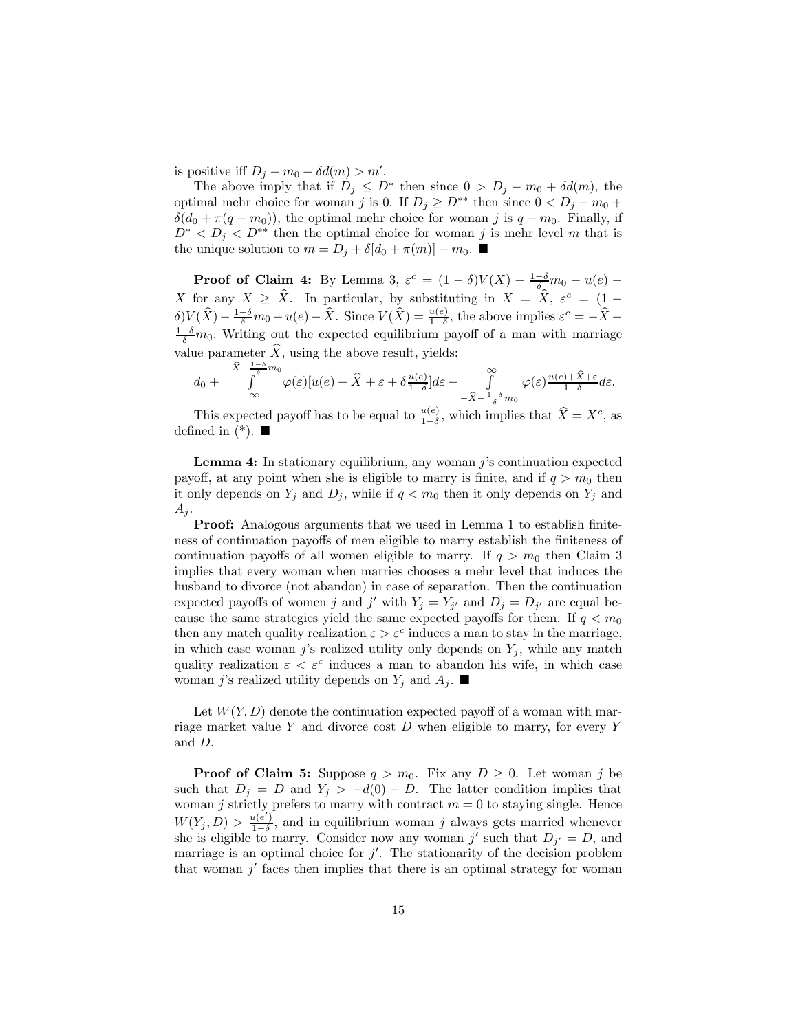is positive iff $D_j - m_0 + \delta d(m) > m'$.

The above imply that if $D_j \leq D^*$ then since $0 > D_j - m_0 + \delta d(m)$, the optimal mehr choice for woman $j$ is 0. If $D_j \geq D^{**}$ then since $0 < D_j - m_0 + \delta(d_0 + \pi(q - m_0))$, the optimal mehr choice for woman $j$ is $q - m_0$. Finally, if $D^* < D_j < D^{**}$ then the optimal choice for woman $j$ is mehr level $m$ that is the unique solution to $m = D_j + \delta[d_0 + \pi(m)] - m_0$. ■

**Proof of Claim 4:** By Lemma 3, $\varepsilon^c = (1-\delta)V(X) - \frac{1-\delta}{\delta}m_0 - u(e) - X$ for any $X \geq \widehat{X}$. In particular, by substituting in $X = \widehat{X}$, $\varepsilon^c = (1-\delta)V(\widehat{X}) - \frac{1-\delta}{\delta}m_0 - u(e) - \widehat{X}$. Since $V(\widehat{X}) = \frac{u(e)}{1-\delta}$, the above implies $\varepsilon^c = -\widehat{X} - \frac{1-\delta}{\delta}m_0$. Writing out the expected equilibrium payoff of a man with marriage value parameter $\widehat{X}$, using the above result, yields:

$$d_0 + \int_{-\infty}^{-\widehat{X}-\frac{1-\delta}{\delta}m_0} \varphi(\varepsilon)[u(e) + \widehat{X} + \varepsilon + \delta\tfrac{u(e)}{1-\delta}]d\varepsilon + \int_{-\widehat{X}-\frac{1-\delta}{\delta}m_0}^{\infty} \varphi(\varepsilon)\tfrac{u(e)+\widehat{X}+\varepsilon}{1-\delta}d\varepsilon.$$

This expected payoff has to be equal to $\frac{u(e)}{1-\delta}$, which implies that $\widehat{X} = X^c$, as defined in (\*). ■

**Lemma 4:** In stationary equilibrium, any woman $j$'s continuation expected payoff, at any point when she is eligible to marry is finite, and if $q > m_0$ then it only depends on $Y_j$ and $D_j$, while if $q < m_0$ then it only depends on $Y_j$ and $A_j$.

**Proof:** Analogous arguments that we used in Lemma 1 to establish finiteness of continuation payoffs of men eligible to marry establish the finiteness of continuation payoffs of all women eligible to marry. If $q > m_0$ then Claim 3 implies that every woman when marries chooses a mehr level that induces the husband to divorce (not abandon) in case of separation. Then the continuation expected payoffs of women $j$ and $j'$ with $Y_j = Y_{j'}$ and $D_j = D_{j'}$ are equal because the same strategies yield the same expected payoffs for them. If $q < m_0$ then any match quality realization $\varepsilon > \varepsilon^c$ induces a man to stay in the marriage, in which case woman $j$'s realized utility only depends on $Y_j$, while any match quality realization $\varepsilon < \varepsilon^c$ induces a man to abandon his wife, in which case woman $j$'s realized utility depends on $Y_j$ and $A_j$. ■

Let $W(Y, D)$ denote the continuation expected payoff of a woman with marriage market value $Y$ and divorce cost $D$ when eligible to marry, for every $Y$ and $D$.

**Proof of Claim 5:** Suppose $q > m_0$. Fix any $D \geq 0$. Let woman $j$ be such that $D_j = D$ and $Y_j > -d(0) - D$. The latter condition implies that woman $j$ strictly prefers to marry with contract $m = 0$ to staying single. Hence $W(Y_j, D) > \frac{u(e')}{1-\delta}$, and in equilibrium woman $j$ always gets married whenever she is eligible to marry. Consider now any woman $j'$ such that $D_{j'} = D$, and marriage is an optimal choice for $j'$. The stationarity of the decision problem that woman $j'$ faces then implies that there is an optimal strategy for woman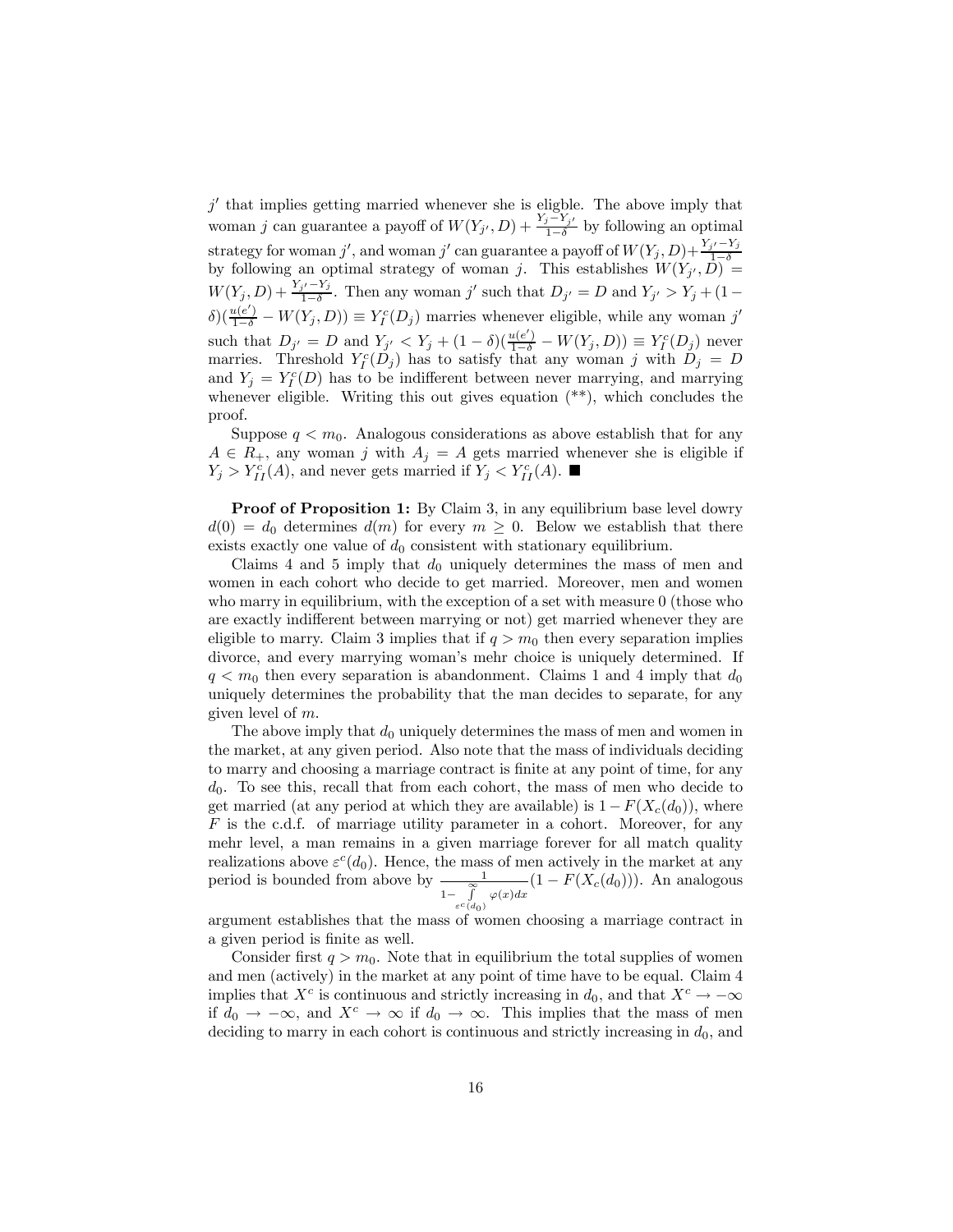$j'$ that implies getting married whenever she is eligible. The above imply that woman $j$ can guarantee a payoff of $W(Y_{j'}, D) + \frac{Y_j - Y_{j'}}{1-\delta}$ by following an optimal strategy for woman $j'$, and woman $j'$ can guarantee a payoff of $W(Y_j, D) + \frac{Y_{j'} - Y_j}{1-\delta}$ by following an optimal strategy of woman $j$. This establishes $W(Y_{j'}, D) = W(Y_j, D) + \frac{Y_{j'} - Y_j}{1-\delta}$. Then any woman $j'$ such that $D_{j'} = D$ and $Y_{j'} > Y_j + (1-\delta)(\frac{u(e')}{1-\delta} - W(Y_j, D)) \equiv Y_I^c(D_j)$ marries whenever eligible, while any woman $j'$ such that $D_{j'} = D$ and $Y_{j'} < Y_j + (1-\delta)(\frac{u(e')}{1-\delta} - W(Y_j, D)) \equiv Y_I^c(D_j)$ never marries. Threshold $Y_I^c(D_j)$ has to satisfy that any woman $j$ with $D_j = D$ and $Y_j = Y_I^c(D)$ has to be indifferent between never marrying, and marrying whenever eligible. Writing this out gives equation (**), which concludes the proof.

Suppose $q < m_0$. Analogous considerations as above establish that for any $A \in R_+$, any woman $j$ with $A_j = A$ gets married whenever she is eligible if $Y_j > Y_{II}^c(A)$, and never gets married if $Y_j < Y_{II}^c(A)$. ■

**Proof of Proposition 1:** By Claim 3, in any equilibrium base level dowry $d(0) = d_0$ determines $d(m)$ for every $m \geq 0$. Below we establish that there exists exactly one value of $d_0$ consistent with stationary equilibrium.

Claims 4 and 5 imply that $d_0$ uniquely determines the mass of men and women in each cohort who decide to get married. Moreover, men and women who marry in equilibrium, with the exception of a set with measure 0 (those who are exactly indifferent between marrying or not) get married whenever they are eligible to marry. Claim 3 implies that if $q > m_0$ then every separation implies divorce, and every marrying woman's mehr choice is uniquely determined. If $q < m_0$ then every separation is abandonment. Claims 1 and 4 imply that $d_0$ uniquely determines the probability that the man decides to separate, for any given level of $m$.

The above imply that $d_0$ uniquely determines the mass of men and women in the market, at any given period. Also note that the mass of individuals deciding to marry and choosing a marriage contract is finite at any point of time, for any $d_0$. To see this, recall that from each cohort, the mass of men who decide to get married (at any period at which they are available) is $1 - F(X_c(d_0))$, where $F$ is the c.d.f. of marriage utility parameter in a cohort. Moreover, for any mehr level, a man remains in a given marriage forever for all match quality realizations above $\varepsilon^c(d_0)$. Hence, the mass of men actively in the market at any period is bounded from above by $\frac{1}{1 - \int_{\varepsilon^c(d_0)}^{\infty} \varphi(x)dx}(1 - F(X_c(d_0)))$. An analogous argument establishes that the mass of women choosing a marriage contract in a given period is finite as well.

Consider first $q > m_0$. Note that in equilibrium the total supplies of women and men (actively) in the market at any point of time have to be equal. Claim 4 implies that $X^c$ is continuous and strictly increasing in $d_0$, and that $X^c \to -\infty$ if $d_0 \to -\infty$, and $X^c \to \infty$ if $d_0 \to \infty$. This implies that the mass of men deciding to marry in each cohort is continuous and strictly increasing in $d_0$, and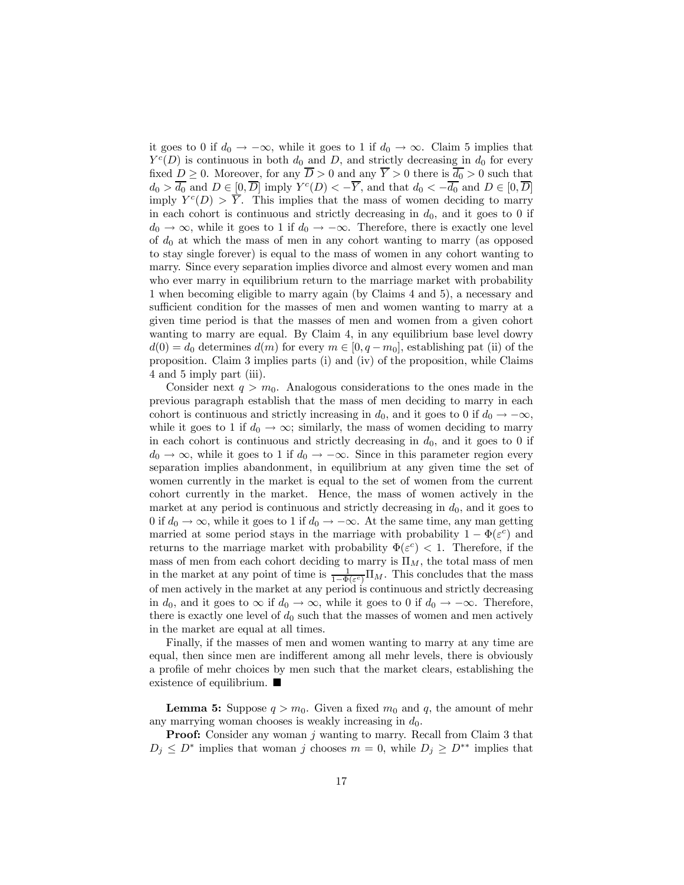it goes to 0 if $d_0 \to -\infty$, while it goes to 1 if $d_0 \to \infty$. Claim 5 implies that $Y^c(D)$ is continuous in both $d_0$ and $D$, and strictly decreasing in $d_0$ for every fixed $D \geq 0$. Moreover, for any $\overline{D} > 0$ and any $\overline{Y} > 0$ there is $\overline{d_0} > 0$ such that $d_0 > \overline{d_0}$ and $D \in [0, \overline{D}]$ imply $Y^c(D) < -\overline{Y}$, and that $d_0 < -\overline{d_0}$ and $D \in [0, \overline{D}]$ imply $Y^c(D) > \overline{Y}$. This implies that the mass of women deciding to marry in each cohort is continuous and strictly decreasing in $d_0$, and it goes to 0 if $d_0 \to \infty$, while it goes to 1 if $d_0 \to -\infty$. Therefore, there is exactly one level of $d_0$ at which the mass of men in any cohort wanting to marry (as opposed to stay single forever) is equal to the mass of women in any cohort wanting to marry. Since every separation implies divorce and almost every women and man who ever marry in equilibrium return to the marriage market with probability 1 when becoming eligible to marry again (by Claims 4 and 5), a necessary and sufficient condition for the masses of men and women wanting to marry at a given time period is that the masses of men and women from a given cohort wanting to marry are equal. By Claim 4, in any equilibrium base level dowry $d(0) = d_0$ determines $d(m)$ for every $m \in [0, q - m_0]$, establishing pat (ii) of the proposition. Claim 3 implies parts (i) and (iv) of the proposition, while Claims 4 and 5 imply part (iii).

Consider next $q > m_0$. Analogous considerations to the ones made in the previous paragraph establish that the mass of men deciding to marry in each cohort is continuous and strictly increasing in $d_0$, and it goes to 0 if $d_0 \to -\infty$, while it goes to 1 if $d_0 \to \infty$; similarly, the mass of women deciding to marry in each cohort is continuous and strictly decreasing in $d_0$, and it goes to 0 if $d_0 \to \infty$, while it goes to 1 if $d_0 \to -\infty$. Since in this parameter region every separation implies abandonment, in equilibrium at any given time the set of women currently in the market is equal to the set of women from the current cohort currently in the market. Hence, the mass of women actively in the market at any period is continuous and strictly decreasing in $d_0$, and it goes to 0 if $d_0 \to \infty$, while it goes to 1 if $d_0 \to -\infty$. At the same time, any man getting married at some period stays in the marriage with probability $1 - \Phi(\varepsilon^c)$ and returns to the marriage market with probability $\Phi(\varepsilon^c) < 1$. Therefore, if the mass of men from each cohort deciding to marry is $\Pi_M$, the total mass of men in the market at any point of time is $\frac{1}{1-\Phi(\varepsilon^c)}\Pi_M$. This concludes that the mass of men actively in the market at any period is continuous and strictly decreasing in $d_0$, and it goes to $\infty$ if $d_0 \to \infty$, while it goes to 0 if $d_0 \to -\infty$. Therefore, there is exactly one level of $d_0$ such that the masses of women and men actively in the market are equal at all times.

Finally, if the masses of men and women wanting to marry at any time are equal, then since men are indifferent among all mehr levels, there is obviously a profile of mehr choices by men such that the market clears, establishing the existence of equilibrium. ■

**Lemma 5:** Suppose $q > m_0$. Given a fixed $m_0$ and $q$, the amount of mehr any marrying woman chooses is weakly increasing in $d_0$.

**Proof:** Consider any woman $j$ wanting to marry. Recall from Claim 3 that $D_j \leq D^*$ implies that woman $j$ chooses $m = 0$, while $D_j \geq D^{**}$ implies that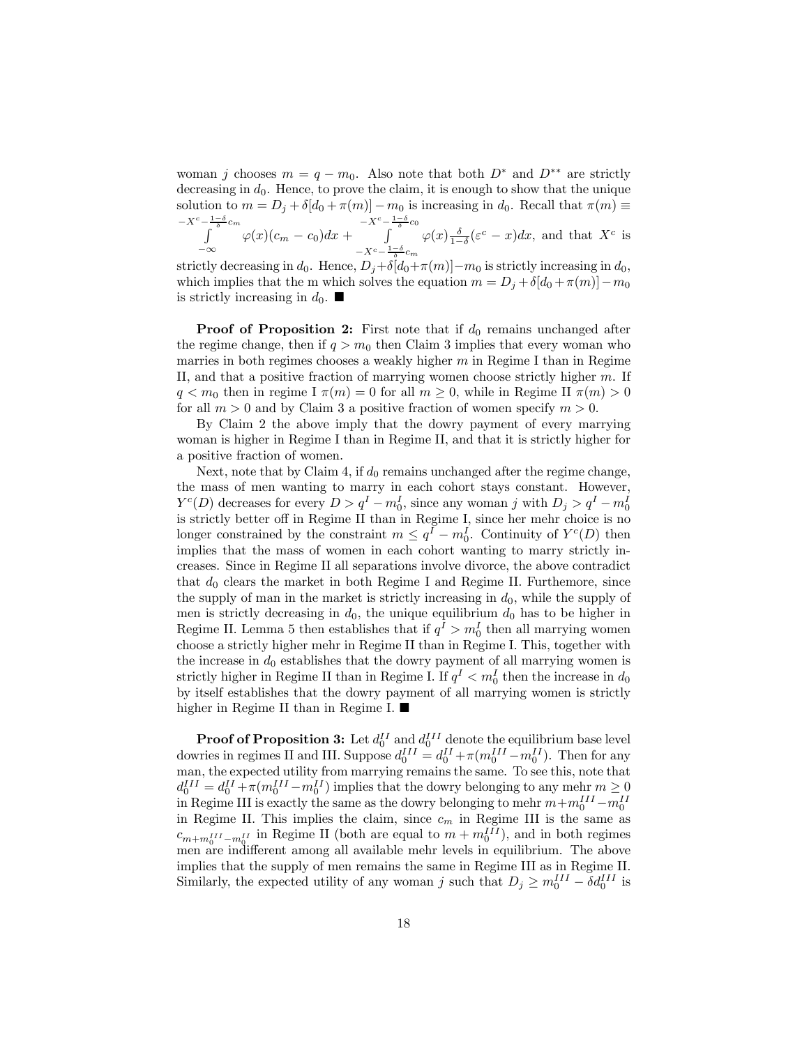woman $j$ chooses $m = q - m_0$. Also note that both $D^*$ and $D^{**}$ are strictly decreasing in $d_0$. Hence, to prove the claim, it is enough to show that the unique solution to $m = D_j + \delta[d_0 + \pi(m)] - m_0$ is increasing in $d_0$. Recall that $\pi(m) \equiv \int_{-\infty}^{-X^c - \frac{1-\delta}{\delta}c_m} \varphi(x)(c_m - c_0)dx + \int_{-X^c - \frac{1-\delta}{\delta}c_m}^{-X^c - \frac{1-\delta}{\delta}c_0} \varphi(x)\frac{\delta}{1-\delta}(\varepsilon^c - x)dx$, and that $X^c$ is strictly decreasing in $d_0$. Hence, $D_j + \delta[d_0 + \pi(m)] - m_0$ is strictly increasing in $d_0$, which implies that the m which solves the equation $m = D_j + \delta[d_0 + \pi(m)] - m_0$ is strictly increasing in $d_0$. ■

**Proof of Proposition 2:** First note that if $d_0$ remains unchanged after the regime change, then if $q > m_0$ then Claim 3 implies that every woman who marries in both regimes chooses a weakly higher $m$ in Regime I than in Regime II, and that a positive fraction of marrying women choose strictly higher $m$. If $q < m_0$ then in regime I $\pi(m) = 0$ for all $m \geq 0$, while in Regime II $\pi(m) > 0$ for all $m > 0$ and by Claim 3 a positive fraction of women specify $m > 0$.

By Claim 2 the above imply that the dowry payment of every marrying woman is higher in Regime I than in Regime II, and that it is strictly higher for a positive fraction of women.

Next, note that by Claim 4, if $d_0$ remains unchanged after the regime change, the mass of men wanting to marry in each cohort stays constant. However, $Y^c(D)$ decreases for every $D > q^I - m_0^I$, since any woman $j$ with $D_j > q^I - m_0^I$ is strictly better off in Regime II than in Regime I, since her mehr choice is no longer constrained by the constraint $m \leq q^I - m_0^I$. Continuity of $Y^c(D)$ then implies that the mass of women in each cohort wanting to marry strictly increases. Since in Regime II all separations involve divorce, the above contradict that $d_0$ clears the market in both Regime I and Regime II. Furthermore, since the supply of man in the market is strictly increasing in $d_0$, while the supply of men is strictly decreasing in $d_0$, the unique equilibrium $d_0$ has to be higher in Regime II. Lemma 5 then establishes that if $q^I > m_0^I$ then all marrying women choose a strictly higher mehr in Regime II than in Regime I. This, together with the increase in $d_0$ establishes that the dowry payment of all marrying women is strictly higher in Regime II than in Regime I. If $q^I < m_0^I$ then the increase in $d_0$ by itself establishes that the dowry payment of all marrying women is strictly higher in Regime II than in Regime I. ■

**Proof of Proposition 3:** Let $d_0^{II}$ and $d_0^{III}$ denote the equilibrium base level dowries in regimes II and III. Suppose $d_0^{III} = d_0^{II} + \pi(m_0^{III} - m_0^{II})$. Then for any man, the expected utility from marrying remains the same. To see this, note that $d_0^{III} = d_0^{II} + \pi(m_0^{III} - m_0^{II})$ implies that the dowry belonging to any mehr $m \geq 0$ in Regime III is exactly the same as the dowry belonging to mehr $m + m_0^{III} - m_0^{II}$ in Regime II. This implies the claim, since $c_m$ in Regime III is the same as $c_{m+m_0^{III}-m_0^{II}}$ in Regime II (both are equal to $m + m_0^{III}$), and in both regimes men are indifferent among all available mehr levels in equilibrium. The above implies that the supply of men remains the same in Regime III as in Regime II. Similarly, the expected utility of any woman $j$ such that $D_j \geq m_0^{III} - \delta d_0^{III}$ is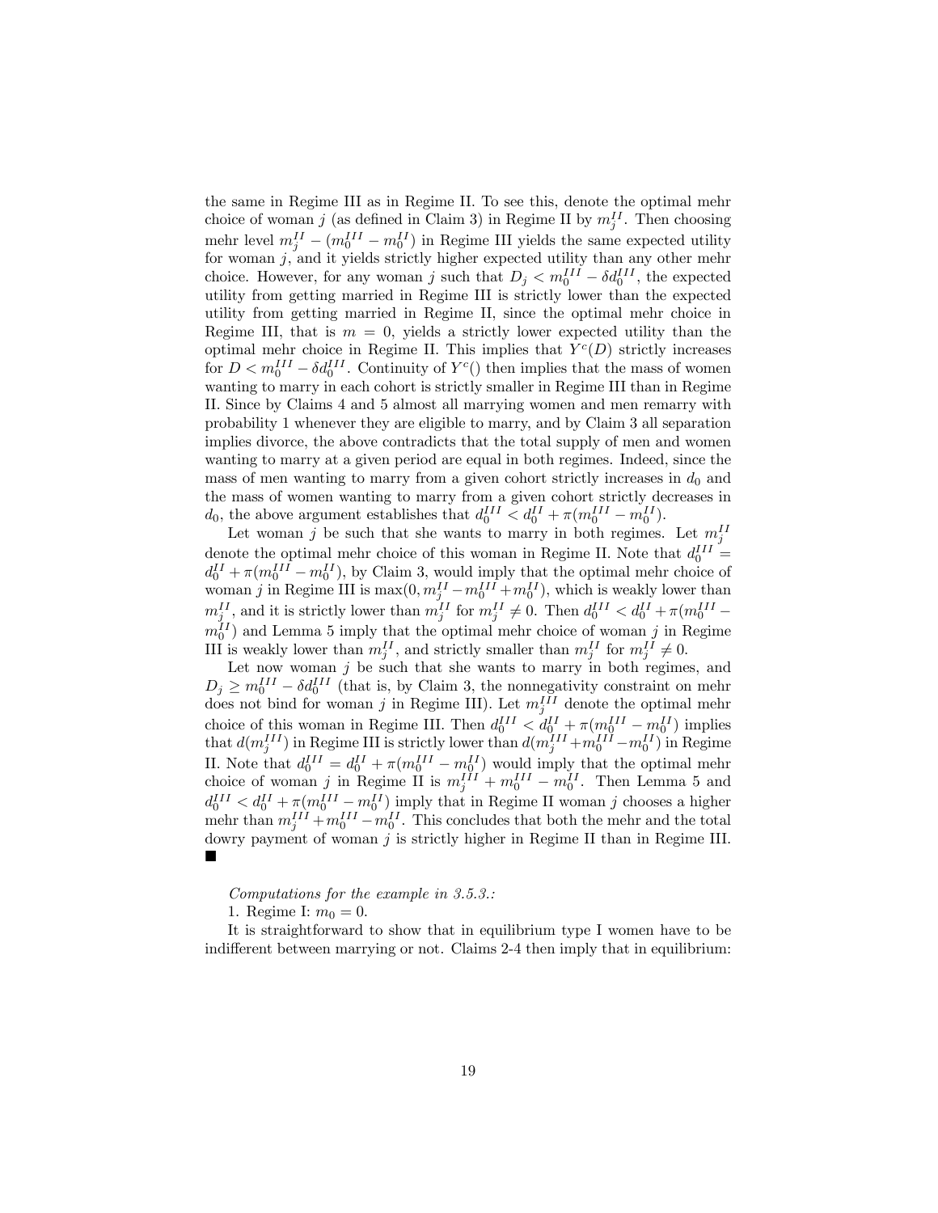the same in Regime III as in Regime II. To see this, denote the optimal mehr choice of woman $j$ (as defined in Claim 3) in Regime II by $m_j^{II}$. Then choosing mehr level $m_j^{II} - (m_0^{III} - m_0^{II})$ in Regime III yields the same expected utility for woman $j$, and it yields strictly higher expected utility than any other mehr choice. However, for any woman $j$ such that $D_j < m_0^{III} - \delta d_0^{III}$, the expected utility from getting married in Regime III is strictly lower than the expected utility from getting married in Regime II, since the optimal mehr choice in Regime III, that is $m = 0$, yields a strictly lower expected utility than the optimal mehr choice in Regime II. This implies that $Y^c(D)$ strictly increases for $D < m_0^{III} - \delta d_0^{III}$. Continuity of $Y^c()$ then implies that the mass of women wanting to marry in each cohort is strictly smaller in Regime III than in Regime II. Since by Claims 4 and 5 almost all marrying women and men remarry with probability 1 whenever they are eligible to marry, and by Claim 3 all separation implies divorce, the above contradicts that the total supply of men and women wanting to marry at a given period are equal in both regimes. Indeed, since the mass of men wanting to marry from a given cohort strictly increases in $d_0$ and the mass of women wanting to marry from a given cohort strictly decreases in $d_0$, the above argument establishes that $d_0^{III} < d_0^{II} + \pi(m_0^{III} - m_0^{II})$.

Let woman $j$ be such that she wants to marry in both regimes. Let $m_j^{II}$ denote the optimal mehr choice of this woman in Regime II. Note that $d_0^{III} = d_0^{II} + \pi(m_0^{III} - m_0^{II})$, by Claim 3, would imply that the optimal mehr choice of woman $j$ in Regime III is $\max(0, m_j^{II} - m_0^{III} + m_0^{II})$, which is weakly lower than $m_j^{II}$, and it is strictly lower than $m_j^{II}$ for $m_j^{II} \neq 0$. Then $d_0^{III} < d_0^{II} + \pi(m_0^{III} - m_0^{II})$ and Lemma 5 imply that the optimal mehr choice of woman $j$ in Regime III is weakly lower than $m_j^{II}$, and strictly smaller than $m_j^{II}$ for $m_j^{II} \neq 0$.

Let now woman $j$ be such that she wants to marry in both regimes, and $D_j \geq m_0^{III} - \delta d_0^{III}$ (that is, by Claim 3, the nonnegativity constraint on mehr does not bind for woman $j$ in Regime III). Let $m_j^{III}$ denote the optimal mehr choice of this woman in Regime III. Then $d_0^{III} < d_0^{II} + \pi(m_0^{III} - m_0^{II})$ implies that $d(m_j^{III})$ in Regime III is strictly lower than $d(m_j^{III} + m_0^{III} - m_0^{II})$ in Regime II. Note that $d_0^{III} = d_0^{II} + \pi(m_0^{III} - m_0^{II})$ would imply that the optimal mehr choice of woman $j$ in Regime II is $m_j^{III} + m_0^{III} - m_0^{II}$. Then Lemma 5 and $d_0^{III} < d_0^{II} + \pi(m_0^{III} - m_0^{II})$ imply that in Regime II woman $j$ chooses a higher mehr than $m_j^{III} + m_0^{III} - m_0^{II}$. This concludes that both the mehr and the total dowry payment of woman $j$ is strictly higher in Regime II than in Regime III. ■

*Computations for the example in 3.5.3.:*

1. Regime I: $m_0 = 0$.

It is straightforward to show that in equilibrium type I women have to be indifferent between marrying or not. Claims 2-4 then imply that in equilibrium: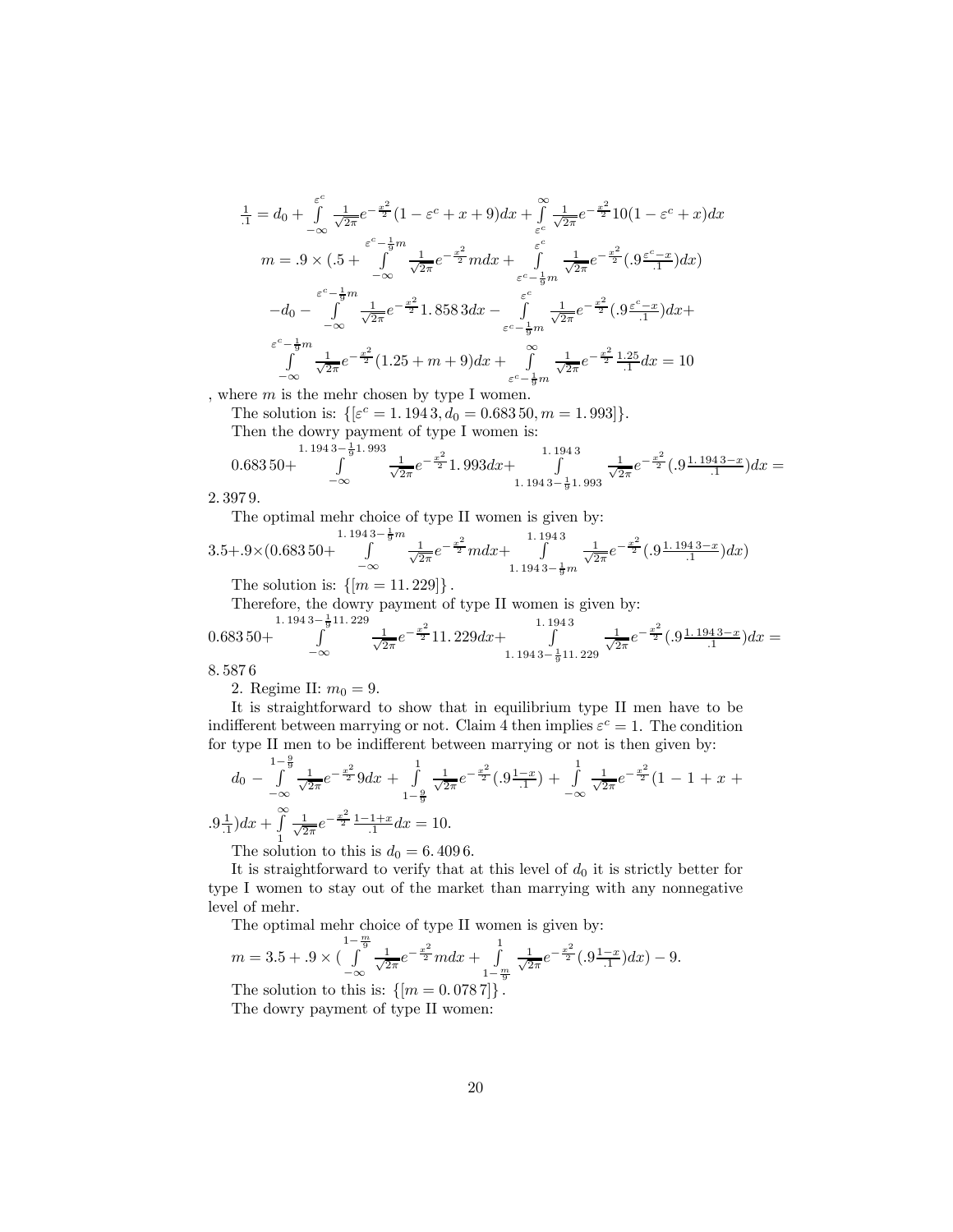$$\frac{1}{.1} = d_0 + \int_{-\infty}^{\varepsilon^c} \frac{1}{\sqrt{2\pi}} e^{-\frac{x^2}{2}} (1 - \varepsilon^c + x + 9) dx + \int_{\varepsilon^c}^{\infty} \frac{1}{\sqrt{2\pi}} e^{-\frac{x^2}{2}} 10(1 - \varepsilon^c + x) dx$$

$$m = .9 \times (.5 + \int_{-\infty}^{\varepsilon^c - \frac{1}{9}m} \frac{1}{\sqrt{2\pi}} e^{-\frac{x^2}{2}} m dx + \int_{\varepsilon^c - \frac{1}{9}m}^{\varepsilon^c} \frac{1}{\sqrt{2\pi}} e^{-\frac{x^2}{2}} (.9 \frac{\varepsilon^c - x}{.1}) dx)$$

$$-d_0 - \int_{-\infty}^{\varepsilon^c - \frac{1}{9}m} \frac{1}{\sqrt{2\pi}} e^{-\frac{x^2}{2}} 1.8583 dx - \int_{\varepsilon^c - \frac{1}{9}m}^{\varepsilon^c} \frac{1}{\sqrt{2\pi}} e^{-\frac{x^2}{2}} (.9 \frac{\varepsilon^c - x}{.1}) dx +$$

$$\int_{-\infty}^{\varepsilon^c - \frac{1}{9}m} \frac{1}{\sqrt{2\pi}} e^{-\frac{x^2}{2}} (1.25 + m + 9) dx + \int_{\varepsilon^c - \frac{1}{9}m}^{\infty} \frac{1}{\sqrt{2\pi}} e^{-\frac{x^2}{2}} \frac{1.25}{.1} dx = 10$$

, where $m$ is the mehr chosen by type I women.

The solution is: $\{[\varepsilon^c = 1.1943, d_0 = 0.68350, m = 1.993]\}$.

Then the dowry payment of type I women is:

$$0.68350 + \int_{-\infty}^{1.1943 - \frac{1}{9}1.993} \frac{1}{\sqrt{2\pi}} e^{-\frac{x^2}{2}} 1.993 dx + \int_{1.1943 - \frac{1}{9}1.993}^{1.1943} \frac{1}{\sqrt{2\pi}} e^{-\frac{x^2}{2}} (.9 \frac{1.1943 - x}{.1}) dx = 2.3979.$$

The optimal mehr choice of type II women is given by:

$$3.5 + .9 \times (0.68350 + \int_{-\infty}^{1.1943 - \frac{1}{9}m} \frac{1}{\sqrt{2\pi}} e^{-\frac{x^2}{2}} m dx + \int_{1.1943 - \frac{1}{9}m}^{1.1943} \frac{1}{\sqrt{2\pi}} e^{-\frac{x^2}{2}} (.9 \frac{1.1943 - x}{.1}) dx)$$

The solution is: $\{[m = 11.229]\}$.

Therefore, the dowry payment of type II women is given by:

$$0.68350 + \int_{-\infty}^{1.1943 - \frac{1}{9}11.229} \frac{1}{\sqrt{2\pi}} e^{-\frac{x^2}{2}} 11.229 dx + \int_{1.1943 - \frac{1}{9}11.229}^{1.1943} \frac{1}{\sqrt{2\pi}} e^{-\frac{x^2}{2}} (.9 \frac{1.1943 - x}{.1}) dx = 8.5876$$

2. Regime II: $m_0 = 9$.

It is straightforward to show that in equilibrium type II men have to be indifferent between marrying or not. Claim 4 then implies $\varepsilon^c = 1$. The condition for type II men to be indifferent between marrying or not is then given by:

$$d_0 - \int_{-\infty}^{1 - \frac{9}{9}} \frac{1}{\sqrt{2\pi}} e^{-\frac{x^2}{2}} 9 dx + \int_{1 - \frac{9}{9}}^{1} \frac{1}{\sqrt{2\pi}} e^{-\frac{x^2}{2}} (.9 \frac{1 - x}{.1}) + \int_{-\infty}^{1} \frac{1}{\sqrt{2\pi}} e^{-\frac{x^2}{2}} (1 - 1 + x + .9 \frac{1}{.1}) dx + \int_{1}^{\infty} \frac{1}{\sqrt{2\pi}} e^{-\frac{x^2}{2}} \frac{1 - 1 + x}{.1} dx = 10.$$

The solution to this is $d_0 = 6.4096$.

It is straightforward to verify that at this level of $d_0$ it is strictly better for type I women to stay out of the market than marrying with any nonnegative level of mehr.

The optimal mehr choice of type II women is given by:

$$m = 3.5 + .9 \times (\int_{-\infty}^{1 - \frac{m}{9}} \frac{1}{\sqrt{2\pi}} e^{-\frac{x^2}{2}} m dx + \int_{1 - \frac{m}{9}}^{1} \frac{1}{\sqrt{2\pi}} e^{-\frac{x^2}{2}} (.9 \frac{1 - x}{.1}) dx) - 9.$$

The solution to this is: $\{[m = 0.0787]\}$.

The dowry payment of type II women: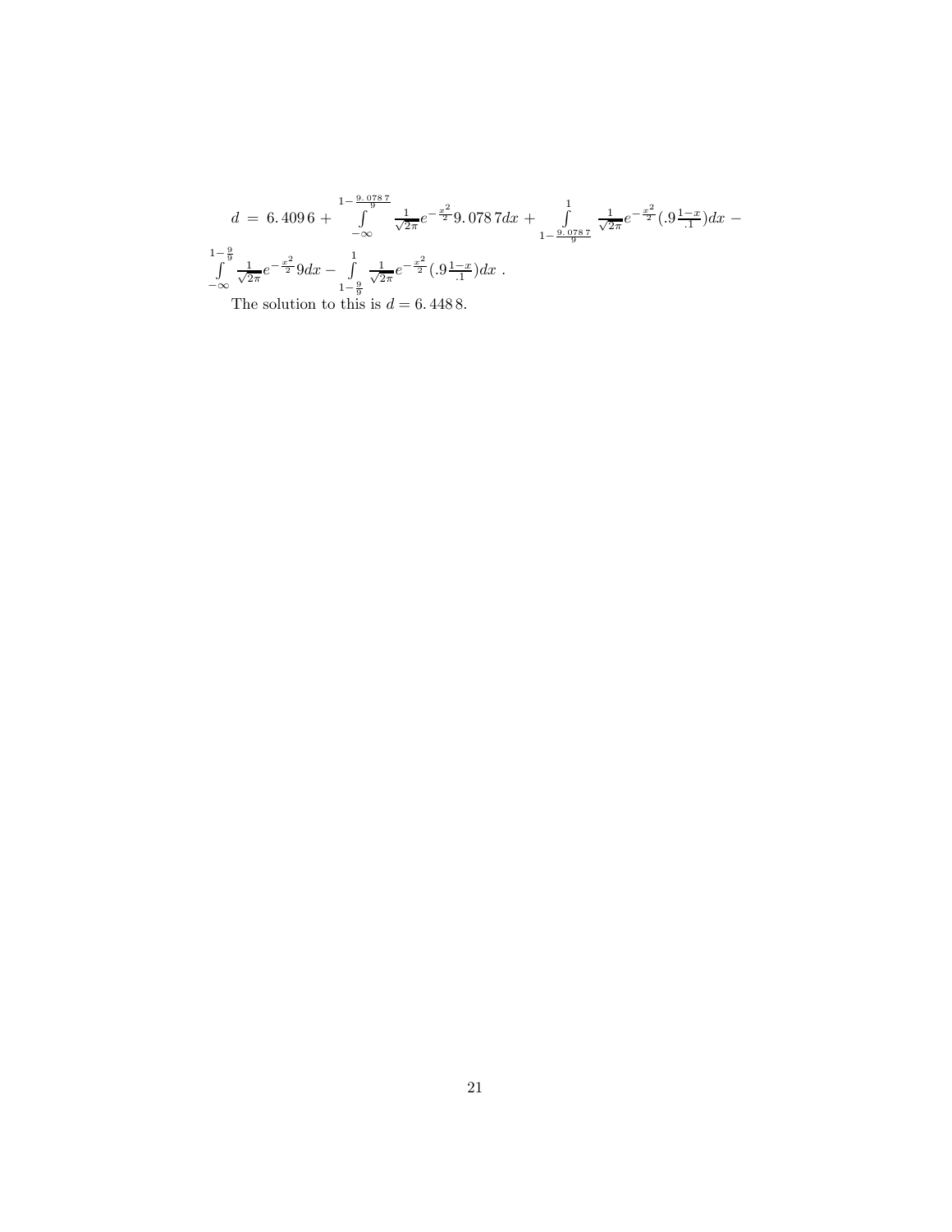$$d = 6.4096 + \int_{-\infty}^{1-\frac{9.0787}{9}} \frac{1}{\sqrt{2\pi}} e^{-\frac{x^2}{2}} 9.0787 dx + \int_{1-\frac{9.0787}{9}}^{1} \frac{1}{\sqrt{2\pi}} e^{-\frac{x^2}{2}} (.9 \frac{1-x}{.1}) dx - \int_{-\infty}^{1-\frac{9}{9}} \frac{1}{\sqrt{2\pi}} e^{-\frac{x^2}{2}} 9 dx - \int_{1-\frac{9}{9}}^{1} \frac{1}{\sqrt{2\pi}} e^{-\frac{x^2}{2}} (.9 \frac{1-x}{.1}) dx .$$

The solution to this is $d = 6.4488$.